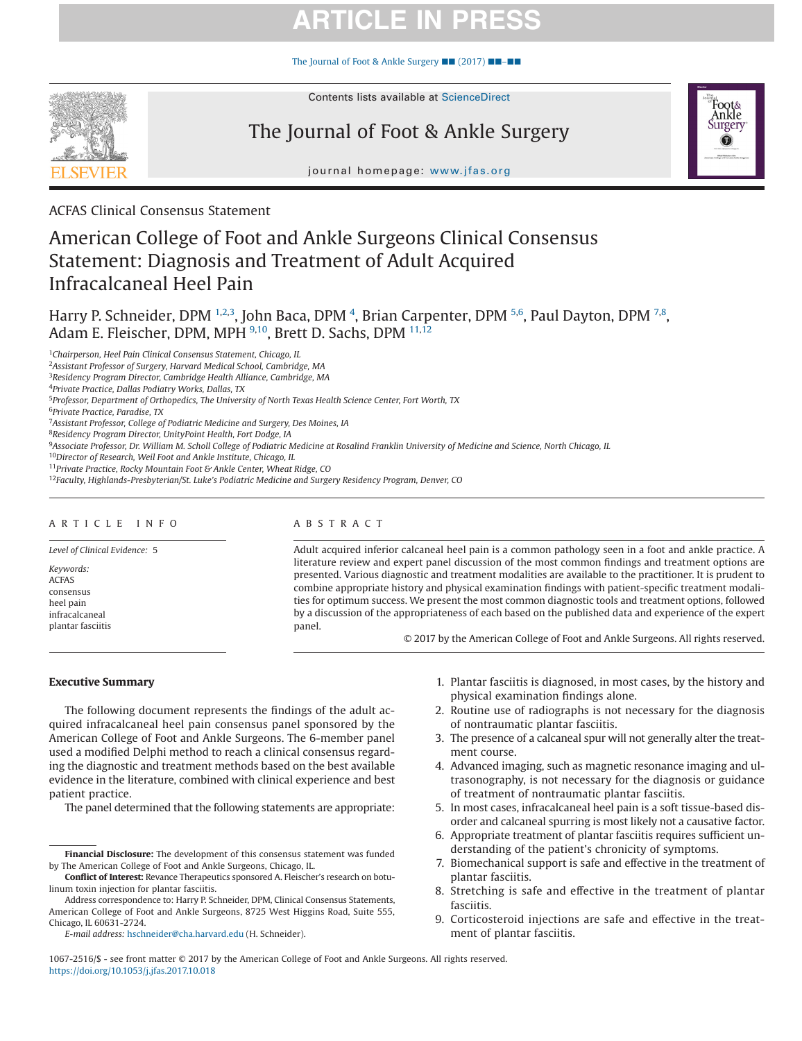ACFAS Clinical Consensus Statement

# American College of Foot and Ankle Surgeons Clinical Consensus Statement: Diagnosis and Treatment of Adult Acquired Infracalcaneal Heel Pain

Harry P. Schneider, DPM [1,2,3], John Baca, DPM [4], Brian Carpenter, DPM [5,6], Paul Dayton, DPM [7,8], Adam E. Fleischer, DPM, MPH [9,10], Brett D. Sachs, DPM [11,12]

[1] *Chairperson, Heel Pain Clinical Consensus Statement, Chicago, IL*
[2] *Assistant Professor of Surgery, Harvard Medical School, Cambridge, MA*
[3] *Residency Program Director, Cambridge Health Alliance, Cambridge, MA*
[4] *Private Practice, Dallas Podiatry Works, Dallas, TX*
[5] *Professor, Department of Orthopedics, The University of North Texas Health Science Center, Fort Worth, TX*
[6] *Private Practice, Paradise, TX*
[7] *Assistant Professor, College of Podiatric Medicine and Surgery, Des Moines, IA*
[8] *Residency Program Director, UnityPoint Health, Fort Dodge, IA*
[9] *Associate Professor, Dr. William M. Scholl College of Podiatric Medicine at Rosalind Franklin University of Medicine and Science, North Chicago, IL*
[10] *Director of Research, Weil Foot and Ankle Institute, Chicago, IL*
[11] *Private Practice, Rocky Mountain Foot & Ankle Center, Wheat Ridge, CO*
[12] *Faculty, Highlands-Presbyterian/St. Luke's Podiatric Medicine and Surgery Residency Program, Denver, CO*

## ARTICLE INFO

*Level of Clinical Evidence:* 5

*Keywords:*
ACFAS
consensus
heel pain
infracalcaneal
plantar fasciitis

## ABSTRACT

Adult acquired inferior calcaneal heel pain is a common pathology seen in a foot and ankle practice. A literature review and expert panel discussion of the most common findings and treatment options are presented. Various diagnostic and treatment modalities are available to the practitioner. It is prudent to combine appropriate history and physical examination findings with patient-specific treatment modalities for optimum success. We present the most common diagnostic tools and treatment options, followed by a discussion of the appropriateness of each based on the published data and experience of the expert panel.

© 2017 by the American College of Foot and Ankle Surgeons. All rights reserved.

## Executive Summary

The following document represents the findings of the adult acquired infracalcaneal heel pain consensus panel sponsored by the American College of Foot and Ankle Surgeons. The 6-member panel used a modified Delphi method to reach a clinical consensus regarding the diagnostic and treatment methods based on the best available evidence in the literature, combined with clinical experience and best patient practice.

The panel determined that the following statements are appropriate:

1. Plantar fasciitis is diagnosed, in most cases, by the history and physical examination findings alone.
2. Routine use of radiographs is not necessary for the diagnosis of nontraumatic plantar fasciitis.
3. The presence of a calcaneal spur will not generally alter the treatment course.
4. Advanced imaging, such as magnetic resonance imaging and ultrasonography, is not necessary for the diagnosis or guidance of treatment of nontraumatic plantar fasciitis.
5. In most cases, infracalcaneal heel pain is a soft tissue-based disorder and calcaneal spurring is most likely not a causative factor.
6. Appropriate treatment of plantar fasciitis requires sufficient understanding of the patient's chronicity of symptoms.
7. Biomechanical support is safe and effective in the treatment of plantar fasciitis.
8. Stretching is safe and effective in the treatment of plantar fasciitis.
9. Corticosteroid injections are safe and effective in the treatment of plantar fasciitis.

**Financial Disclosure:** The development of this consensus statement was funded by The American College of Foot and Ankle Surgeons, Chicago, IL.

**Conflict of Interest:** Revance Therapeutics sponsored A. Fleischer's research on botulinum toxin injection for plantar fasciitis.

Address correspondence to: Harry P. Schneider, DPM, Clinical Consensus Statements, American College of Foot and Ankle Surgeons, 8725 West Higgins Road, Suite 555, Chicago, IL 60631-2724.

*E-mail address:* hschneider@cha.harvard.edu (H. Schneider).

1067-2516/$ - see front matter © 2017 by the American College of Foot and Ankle Surgeons. All rights reserved.
https://doi.org/10.1053/j.jfas.2017.10.018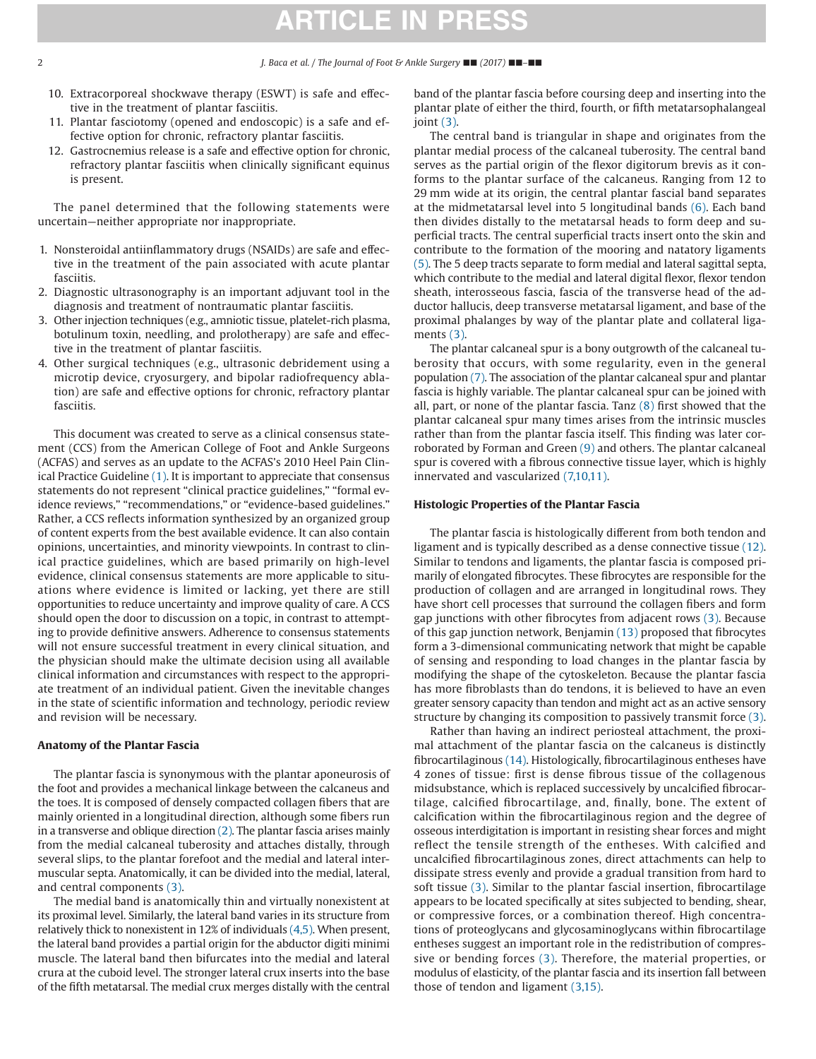10. Extracorporeal shockwave therapy (ESWT) is safe and effective in the treatment of plantar fasciitis.
11. Plantar fasciotomy (opened and endoscopic) is a safe and effective option for chronic, refractory plantar fasciitis.
12. Gastrocnemius release is a safe and effective option for chronic, refractory plantar fasciitis when clinically significant equinus is present.

The panel determined that the following statements were uncertain—neither appropriate nor inappropriate.

1. Nonsteroidal antiinflammatory drugs (NSAIDs) are safe and effective in the treatment of the pain associated with acute plantar fasciitis.
2. Diagnostic ultrasonography is an important adjuvant tool in the diagnosis and treatment of nontraumatic plantar fasciitis.
3. Other injection techniques (e.g., amniotic tissue, platelet-rich plasma, botulinum toxin, needling, and prolotherapy) are safe and effective in the treatment of plantar fasciitis.
4. Other surgical techniques (e.g., ultrasonic debridement using a microtip device, cryosurgery, and bipolar radiofrequency ablation) are safe and effective options for chronic, refractory plantar fasciitis.

This document was created to serve as a clinical consensus statement (CCS) from the American College of Foot and Ankle Surgeons (ACFAS) and serves as an update to the ACFAS's 2010 Heel Pain Clinical Practice Guideline (1). It is important to appreciate that consensus statements do not represent "clinical practice guidelines," "formal evidence reviews," "recommendations," or "evidence-based guidelines." Rather, a CCS reflects information synthesized by an organized group of content experts from the best available evidence. It can also contain opinions, uncertainties, and minority viewpoints. In contrast to clinical practice guidelines, which are based primarily on high-level evidence, clinical consensus statements are more applicable to situations where evidence is limited or lacking, yet there are still opportunities to reduce uncertainty and improve quality of care. A CCS should open the door to discussion on a topic, in contrast to attempting to provide definitive answers. Adherence to consensus statements will not ensure successful treatment in every clinical situation, and the physician should make the ultimate decision using all available clinical information and circumstances with respect to the appropriate treatment of an individual patient. Given the inevitable changes in the state of scientific information and technology, periodic review and revision will be necessary.

## Anatomy of the Plantar Fascia

The plantar fascia is synonymous with the plantar aponeurosis of the foot and provides a mechanical linkage between the calcaneus and the toes. It is composed of densely compacted collagen fibers that are mainly oriented in a longitudinal direction, although some fibers run in a transverse and oblique direction (2). The plantar fascia arises mainly from the medial calcaneal tuberosity and attaches distally, through several slips, to the plantar forefoot and the medial and lateral intermuscular septa. Anatomically, it can be divided into the medial, lateral, and central components (3).

The medial band is anatomically thin and virtually nonexistent at its proximal level. Similarly, the lateral band varies in its structure from relatively thick to nonexistent in 12% of individuals (4,5). When present, the lateral band provides a partial origin for the abductor digiti minimi muscle. The lateral band then bifurcates into the medial and lateral crura at the cuboid level. The stronger lateral crux inserts into the base of the fifth metatarsal. The medial crux merges distally with the central band of the plantar fascia before coursing deep and inserting into the plantar plate of either the third, fourth, or fifth metatarsophalangeal joint (3).

The central band is triangular in shape and originates from the plantar medial process of the calcaneal tuberosity. The central band serves as the partial origin of the flexor digitorum brevis as it conforms to the plantar surface of the calcaneus. Ranging from 12 to 29 mm wide at its origin, the central plantar fascial band separates at the midmetatarsal level into 5 longitudinal bands (6). Each band then divides distally to the metatarsal heads to form deep and superficial tracts. The central superficial tracts insert onto the skin and contribute to the formation of the mooring and natatory ligaments (5). The 5 deep tracts separate to form medial and lateral sagittal septa, which contribute to the medial and lateral digital flexor, flexor tendon sheath, interosseous fascia, fascia of the transverse head of the adductor hallucis, deep transverse metatarsal ligament, and base of the proximal phalanges by way of the plantar plate and collateral ligaments (3).

The plantar calcaneal spur is a bony outgrowth of the calcaneal tuberosity that occurs, with some regularity, even in the general population (7). The association of the plantar calcaneal spur and plantar fascia is highly variable. The plantar calcaneal spur can be joined with all, part, or none of the plantar fascia. Tanz (8) first showed that the plantar calcaneal spur many times arises from the intrinsic muscles rather than from the plantar fascia itself. This finding was later corroborated by Forman and Green (9) and others. The plantar calcaneal spur is covered with a fibrous connective tissue layer, which is highly innervated and vascularized (7,10,11).

## Histologic Properties of the Plantar Fascia

The plantar fascia is histologically different from both tendon and ligament and is typically described as a dense connective tissue (12). Similar to tendons and ligaments, the plantar fascia is composed primarily of elongated fibrocytes. These fibrocytes are responsible for the production of collagen and are arranged in longitudinal rows. They have short cell processes that surround the collagen fibers and form gap junctions with other fibrocytes from adjacent rows (3). Because of this gap junction network, Benjamin (13) proposed that fibrocytes form a 3-dimensional communicating network that might be capable of sensing and responding to load changes in the plantar fascia by modifying the shape of the cytoskeleton. Because the plantar fascia has more fibroblasts than do tendons, it is believed to have an even greater sensory capacity than tendon and might act as an active sensory structure by changing its composition to passively transmit force (3).

Rather than having an indirect periosteal attachment, the proximal attachment of the plantar fascia on the calcaneus is distinctly fibrocartilaginous (14). Histologically, fibrocartilaginous entheses have 4 zones of tissue: first is dense fibrous tissue of the collagenous midsubstance, which is replaced successively by uncalcified fibrocartilage, calcified fibrocartilage, and, finally, bone. The extent of calcification within the fibrocartilaginous region and the degree of osseous interdigitation is important in resisting shear forces and might reflect the tensile strength of the entheses. With calcified and uncalcified fibrocartilaginous zones, direct attachments can help to dissipate stress evenly and provide a gradual transition from hard to soft tissue (3). Similar to the plantar fascial insertion, fibrocartilage appears to be located specifically at sites subjected to bending, shear, or compressive forces, or a combination thereof. High concentrations of proteoglycans and glycosaminoglycans within fibrocartilage entheses suggest an important role in the redistribution of compressive or bending forces (3). Therefore, the material properties, or modulus of elasticity, of the plantar fascia and its insertion fall between those of tendon and ligament (3,15).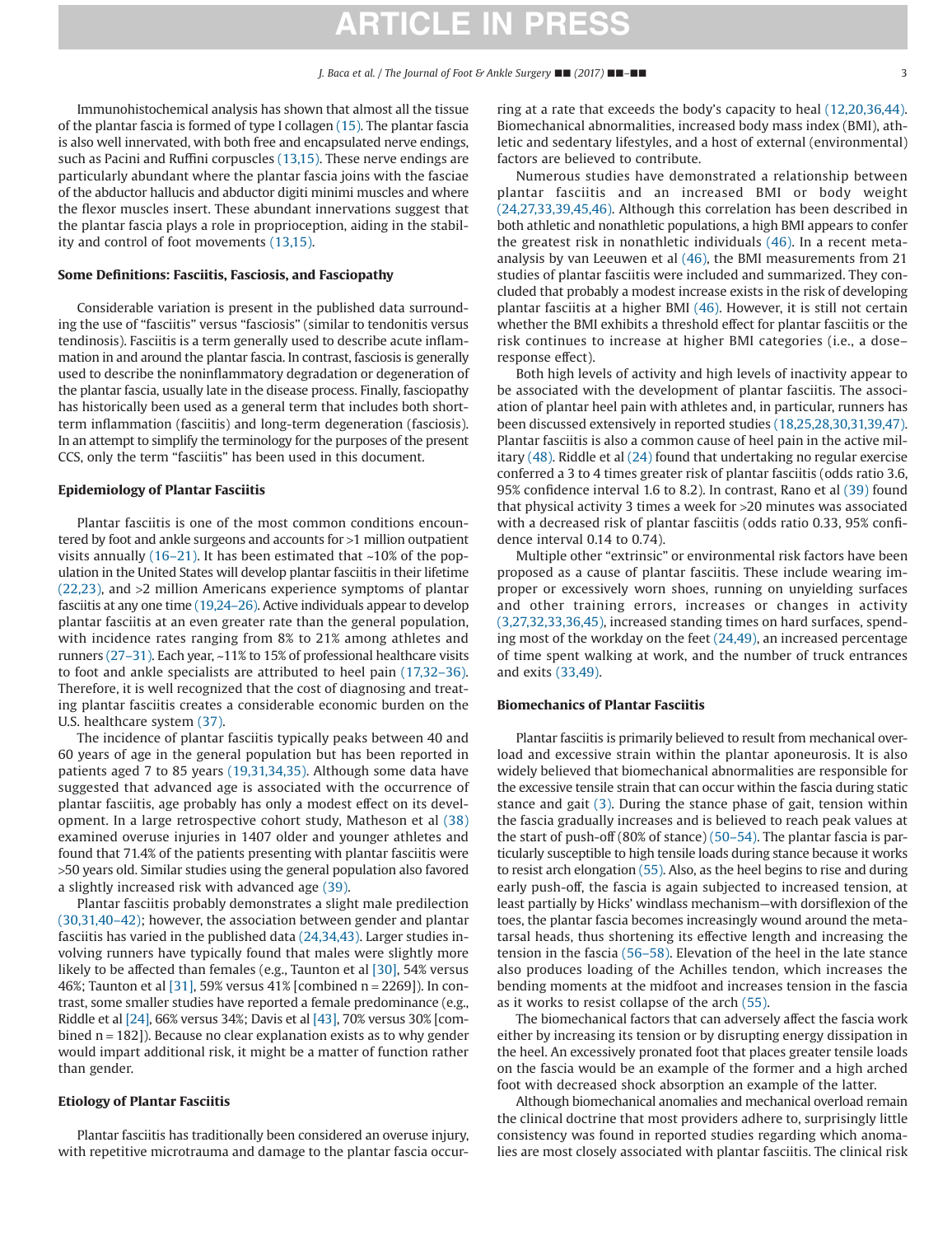Immunohistochemical analysis has shown that almost all the tissue of the plantar fascia is formed of type I collagen (15). The plantar fascia is also well innervated, with both free and encapsulated nerve endings, such as Pacini and Ruffini corpuscles (13,15). These nerve endings are particularly abundant where the plantar fascia joins with the fasciae of the abductor hallucis and abductor digiti minimi muscles and where the flexor muscles insert. These abundant innervations suggest that the plantar fascia plays a role in proprioception, aiding in the stability and control of foot movements (13,15).

## Some Definitions: Fasciitis, Fasciosis, and Fasciopathy

Considerable variation is present in the published data surrounding the use of "fasciitis" versus "fasciosis" (similar to tendonitis versus tendinosis). Fasciitis is a term generally used to describe acute inflammation in and around the plantar fascia. In contrast, fasciosis is generally used to describe the noninflammatory degradation or degeneration of the plantar fascia, usually late in the disease process. Finally, fasciopathy has historically been used as a general term that includes both short-term inflammation (fasciitis) and long-term degeneration (fasciosis). In an attempt to simplify the terminology for the purposes of the present CCS, only the term "fasciitis" has been used in this document.

## Epidemiology of Plantar Fasciitis

Plantar fasciitis is one of the most common conditions encountered by foot and ankle surgeons and accounts for >1 million outpatient visits annually (16–21). It has been estimated that ~10% of the population in the United States will develop plantar fasciitis in their lifetime (22,23), and >2 million Americans experience symptoms of plantar fasciitis at any one time (19,24–26). Active individuals appear to develop plantar fasciitis at an even greater rate than the general population, with incidence rates ranging from 8% to 21% among athletes and runners (27–31). Each year, ~11% to 15% of professional healthcare visits to foot and ankle specialists are attributed to heel pain (17,32–36). Therefore, it is well recognized that the cost of diagnosing and treating plantar fasciitis creates a considerable economic burden on the U.S. healthcare system (37).

The incidence of plantar fasciitis typically peaks between 40 and 60 years of age in the general population but has been reported in patients aged 7 to 85 years (19,31,34,35). Although some data have suggested that advanced age is associated with the occurrence of plantar fasciitis, age probably has only a modest effect on its development. In a large retrospective cohort study, Matheson et al (38) examined overuse injuries in 1407 older and younger athletes and found that 71.4% of the patients presenting with plantar fasciitis were >50 years old. Similar studies using the general population also favored a slightly increased risk with advanced age (39).

Plantar fasciitis probably demonstrates a slight male predilection (30,31,40–42); however, the association between gender and plantar fasciitis has varied in the published data (24,34,43). Larger studies involving runners have typically found that males were slightly more likely to be affected than females (e.g., Taunton et al [30], 54% versus 46%; Taunton et al [31], 59% versus 41% [combined n = 2269]). In contrast, some smaller studies have reported a female predominance (e.g., Riddle et al [24], 66% versus 34%; Davis et al [43], 70% versus 30% [combined n = 182]). Because no clear explanation exists as to why gender would impart additional risk, it might be a matter of function rather than gender.

## Etiology of Plantar Fasciitis

Plantar fasciitis has traditionally been considered an overuse injury, with repetitive microtrauma and damage to the plantar fascia occurring at a rate that exceeds the body's capacity to heal (12,20,36,44). Biomechanical abnormalities, increased body mass index (BMI), athletic and sedentary lifestyles, and a host of external (environmental) factors are believed to contribute.

Numerous studies have demonstrated a relationship between plantar fasciitis and an increased BMI or body weight (24,27,33,39,45,46). Although this correlation has been described in both athletic and nonathletic populations, a high BMI appears to confer the greatest risk in nonathletic individuals (46). In a recent meta-analysis by van Leeuwen et al (46), the BMI measurements from 21 studies of plantar fasciitis were included and summarized. They concluded that probably a modest increase exists in the risk of developing plantar fasciitis at a higher BMI (46). However, it is still not certain whether the BMI exhibits a threshold effect for plantar fasciitis or the risk continues to increase at higher BMI categories (i.e., a dose–response effect).

Both high levels of activity and high levels of inactivity appear to be associated with the development of plantar fasciitis. The association of plantar heel pain with athletes and, in particular, runners has been discussed extensively in reported studies (18,25,28,30,31,39,47). Plantar fasciitis is also a common cause of heel pain in the active military (48). Riddle et al (24) found that undertaking no regular exercise conferred a 3 to 4 times greater risk of plantar fasciitis (odds ratio 3.6, 95% confidence interval 1.6 to 8.2). In contrast, Rano et al (39) found that physical activity 3 times a week for >20 minutes was associated with a decreased risk of plantar fasciitis (odds ratio 0.33, 95% confidence interval 0.14 to 0.74).

Multiple other "extrinsic" or environmental risk factors have been proposed as a cause of plantar fasciitis. These include wearing improper or excessively worn shoes, running on unyielding surfaces and other training errors, increases or changes in activity (3,27,32,33,36,45), increased standing times on hard surfaces, spending most of the workday on the feet (24,49), an increased percentage of time spent walking at work, and the number of truck entrances and exits (33,49).

## Biomechanics of Plantar Fasciitis

Plantar fasciitis is primarily believed to result from mechanical overload and excessive strain within the plantar aponeurosis. It is also widely believed that biomechanical abnormalities are responsible for the excessive tensile strain that can occur within the fascia during static stance and gait (3). During the stance phase of gait, tension within the fascia gradually increases and is believed to reach peak values at the start of push-off (80% of stance) (50–54). The plantar fascia is particularly susceptible to high tensile loads during stance because it works to resist arch elongation (55). Also, as the heel begins to rise and during early push-off, the fascia is again subjected to increased tension, at least partially by Hicks' windlass mechanism—with dorsiflexion of the toes, the plantar fascia becomes increasingly wound around the metatarsal heads, thus shortening its effective length and increasing the tension in the fascia (56–58). Elevation of the heel in the late stance also produces loading of the Achilles tendon, which increases the bending moments at the midfoot and increases tension in the fascia as it works to resist collapse of the arch (55).

The biomechanical factors that can adversely affect the fascia work either by increasing its tension or by disrupting energy dissipation in the heel. An excessively pronated foot that places greater tensile loads on the fascia would be an example of the former and a high arched foot with decreased shock absorption an example of the latter.

Although biomechanical anomalies and mechanical overload remain the clinical doctrine that most providers adhere to, surprisingly little consistency was found in reported studies regarding which anomalies are most closely associated with plantar fasciitis. The clinical risk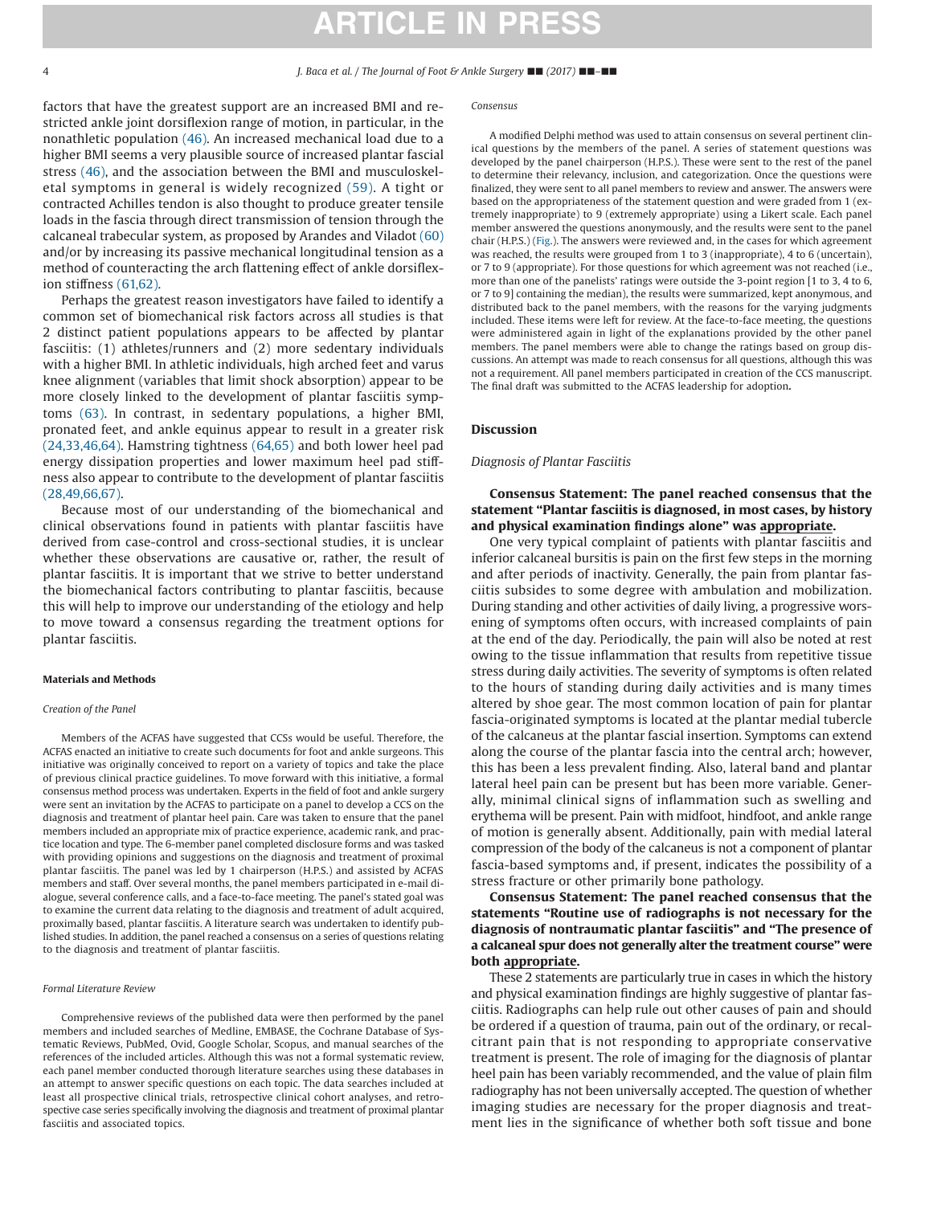factors that have the greatest support are an increased BMI and restricted ankle joint dorsiflexion range of motion, in particular, in the nonathletic population (46). An increased mechanical load due to a higher BMI seems a very plausible source of increased plantar fascial stress (46), and the association between the BMI and musculoskeletal symptoms in general is widely recognized (59). A tight or contracted Achilles tendon is also thought to produce greater tensile loads in the fascia through direct transmission of tension through the calcaneal trabecular system, as proposed by Arandes and Viladot (60) and/or by increasing its passive mechanical longitudinal tension as a method of counteracting the arch flattening effect of ankle dorsiflexion stiffness (61,62).

Perhaps the greatest reason investigators have failed to identify a common set of biomechanical risk factors across all studies is that 2 distinct patient populations appears to be affected by plantar fasciitis: (1) athletes/runners and (2) more sedentary individuals with a higher BMI. In athletic individuals, high arched feet and varus knee alignment (variables that limit shock absorption) appear to be more closely linked to the development of plantar fasciitis symptoms (63). In contrast, in sedentary populations, a higher BMI, pronated feet, and ankle equinus appear to result in a greater risk (24,33,46,64). Hamstring tightness (64,65) and both lower heel pad energy dissipation properties and lower maximum heel pad stiffness also appear to contribute to the development of plantar fasciitis (28,49,66,67).

Because most of our understanding of the biomechanical and clinical observations found in patients with plantar fasciitis have derived from case-control and cross-sectional studies, it is unclear whether these observations are causative or, rather, the result of plantar fasciitis. It is important that we strive to better understand the biomechanical factors contributing to plantar fasciitis, because this will help to improve our understanding of the etiology and help to move toward a consensus regarding the treatment options for plantar fasciitis.

## Materials and Methods

### *Creation of the Panel*

Members of the ACFAS have suggested that CCSs would be useful. Therefore, the ACFAS enacted an initiative to create such documents for foot and ankle surgeons. This initiative was originally conceived to report on a variety of topics and take the place of previous clinical practice guidelines. To move forward with this initiative, a formal consensus method process was undertaken. Experts in the field of foot and ankle surgery were sent an invitation by the ACFAS to participate on a panel to develop a CCS on the diagnosis and treatment of plantar heel pain. Care was taken to ensure that the panel members included an appropriate mix of practice experience, academic rank, and practice location and type. The 6-member panel completed disclosure forms and was tasked with providing opinions and suggestions on the diagnosis and treatment of proximal plantar fasciitis. The panel was led by 1 chairperson (H.P.S.) and assisted by ACFAS members and staff. Over several months, the panel members participated in e-mail dialogue, several conference calls, and a face-to-face meeting. The panel's stated goal was to examine the current data relating to the diagnosis and treatment of adult acquired, proximally based, plantar fasciitis. A literature search was undertaken to identify published studies. In addition, the panel reached a consensus on a series of questions relating to the diagnosis and treatment of plantar fasciitis.

### *Formal Literature Review*

Comprehensive reviews of the published data were then performed by the panel members and included searches of Medline, EMBASE, the Cochrane Database of Systematic Reviews, PubMed, Ovid, Google Scholar, Scopus, and manual searches of the references of the included articles. Although this was not a formal systematic review, each panel member conducted thorough literature searches using these databases in an attempt to answer specific questions on each topic. The data searches included at least all prospective clinical trials, retrospective clinical cohort analyses, and retrospective case series specifically involving the diagnosis and treatment of proximal plantar fasciitis and associated topics.

### *Consensus*

A modified Delphi method was used to attain consensus on several pertinent clinical questions by the members of the panel. A series of statement questions was developed by the panel chairperson (H.P.S.). These were sent to the rest of the panel to determine their relevancy, inclusion, and categorization. Once the questions were finalized, they were sent to all panel members to review and answer. The answers were based on the appropriateness of the statement question and were graded from 1 (extremely inappropriate) to 9 (extremely appropriate) using a Likert scale. Each panel member answered the questions anonymously, and the results were sent to the panel chair (H.P.S.) (Fig.). The answers were reviewed and, in the cases for which agreement was reached, the results were grouped from 1 to 3 (inappropriate), 4 to 6 (uncertain), or 7 to 9 (appropriate). For those questions for which agreement was not reached (i.e., more than one of the panelists' ratings were outside the 3-point region [1 to 3, 4 to 6, or 7 to 9] containing the median), the results were summarized, kept anonymous, and distributed back to the panel members, with the reasons for the varying judgments included. These items were left for review. At the face-to-face meeting, the questions were administered again in light of the explanations provided by the other panel members. The panel members were able to change the ratings based on group discussions. An attempt was made to reach consensus for all questions, although this was not a requirement. All panel members participated in creation of the CCS manuscript. The final draft was submitted to the ACFAS leadership for adoption.

## Discussion

### *Diagnosis of Plantar Fasciitis*

**Consensus Statement: The panel reached consensus that the statement "Plantar fasciitis is diagnosed, in most cases, by history and physical examination findings alone" was appropriate.**

One very typical complaint of patients with plantar fasciitis and inferior calcaneal bursitis is pain on the first few steps in the morning and after periods of inactivity. Generally, the pain from plantar fasciitis subsides to some degree with ambulation and mobilization. During standing and other activities of daily living, a progressive worsening of symptoms often occurs, with increased complaints of pain at the end of the day. Periodically, the pain will also be noted at rest owing to the tissue inflammation that results from repetitive tissue stress during daily activities. The severity of symptoms is often related to the hours of standing during daily activities and is many times altered by shoe gear. The most common location of pain for plantar fascia-originated symptoms is located at the plantar medial tubercle of the calcaneus at the plantar fascial insertion. Symptoms can extend along the course of the plantar fascia into the central arch; however, this has been a less prevalent finding. Also, lateral band and plantar lateral heel pain can be present but has been more variable. Generally, minimal clinical signs of inflammation such as swelling and erythema will be present. Pain with midfoot, hindfoot, and ankle range of motion is generally absent. Additionally, pain with medial lateral compression of the body of the calcaneus is not a component of plantar fascia-based symptoms and, if present, indicates the possibility of a stress fracture or other primarily bone pathology.

**Consensus Statement: The panel reached consensus that the statements "Routine use of radiographs is not necessary for the diagnosis of nontraumatic plantar fasciitis" and "The presence of a calcaneal spur does not generally alter the treatment course" were both appropriate.**

These 2 statements are particularly true in cases in which the history and physical examination findings are highly suggestive of plantar fasciitis. Radiographs can help rule out other causes of pain and should be ordered if a question of trauma, pain out of the ordinary, or recalcitrant pain that is not responding to appropriate conservative treatment is present. The role of imaging for the diagnosis of plantar heel pain has been variably recommended, and the value of plain film radiography has not been universally accepted. The question of whether imaging studies are necessary for the proper diagnosis and treatment lies in the significance of whether both soft tissue and bone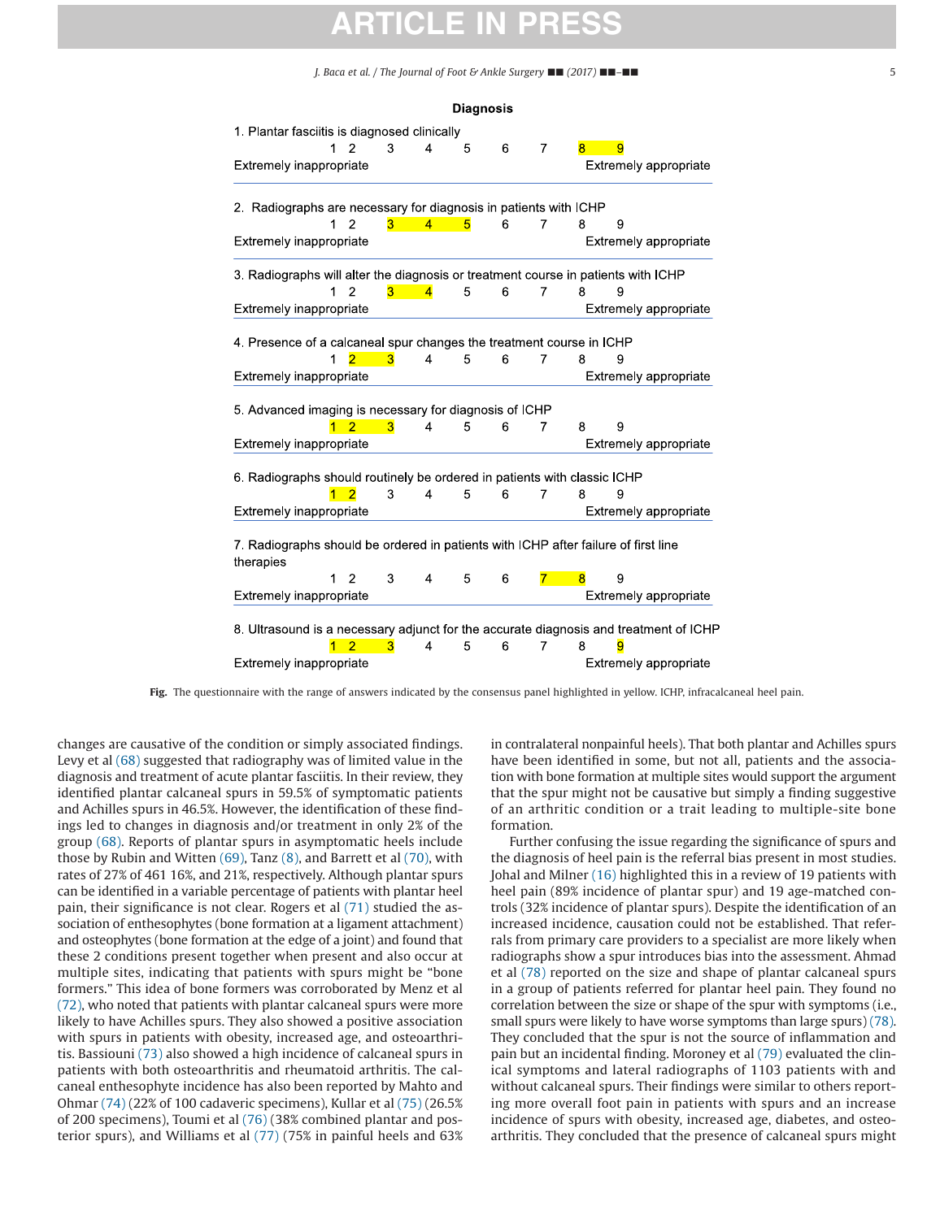**Diagnosis**

1. Plantar fasciitis is diagnosed clinically

1 2 3 4 5 6 7 **8** **9**

Extremely inappropriate — Extremely appropriate

2. Radiographs are necessary for diagnosis in patients with ICHP

1 2 **3** **4** **5** 6 7 8 9

Extremely inappropriate — Extremely appropriate

3. Radiographs will alter the diagnosis or treatment course in patients with ICHP

1 2 **3** **4** 5 6 7 8 9

Extremely inappropriate — Extremely appropriate

4. Presence of a calcaneal spur changes the treatment course in ICHP

1 **2** **3** 4 5 6 7 8 9

Extremely inappropriate — Extremely appropriate

5. Advanced imaging is necessary for diagnosis of ICHP

**1** **2** **3** 4 5 6 7 8 9

Extremely inappropriate — Extremely appropriate

6. Radiographs should routinely be ordered in patients with classic ICHP

**1** **2** 3 4 5 6 7 8 9

Extremely inappropriate — Extremely appropriate

7. Radiographs should be ordered in patients with ICHP after failure of first line therapies

1 2 3 4 5 6 **7** **8** 9

Extremely inappropriate — Extremely appropriate

8. Ultrasound is a necessary adjunct for the accurate diagnosis and treatment of ICHP

**1** **2** **3** 4 5 6 7 8 **9**

Extremely inappropriate — Extremely appropriate

**Fig.** The questionnaire with the range of answers indicated by the consensus panel highlighted in yellow. ICHP, infracalcaneal heel pain.

changes are causative of the condition or simply associated findings. Levy et al (68) suggested that radiography was of limited value in the diagnosis and treatment of acute plantar fasciitis. In their review, they identified plantar calcaneal spurs in 59.5% of symptomatic patients and Achilles spurs in 46.5%. However, the identification of these findings led to changes in diagnosis and/or treatment in only 2% of the group (68). Reports of plantar spurs in asymptomatic heels include those by Rubin and Witten (69), Tanz (8), and Barrett et al (70), with rates of 27% of 461 16%, and 21%, respectively. Although plantar spurs can be identified in a variable percentage of patients with plantar heel pain, their significance is not clear. Rogers et al (71) studied the association of enthesophytes (bone formation at a ligament attachment) and osteophytes (bone formation at the edge of a joint) and found that these 2 conditions present together when present and also occur at multiple sites, indicating that patients with spurs might be "bone formers." This idea of bone formers was corroborated by Menz et al (72), who noted that patients with plantar calcaneal spurs were more likely to have Achilles spurs. They also showed a positive association with spurs in patients with obesity, increased age, and osteoarthritis. Bassiouni (73) also showed a high incidence of calcaneal spurs in patients with both osteoarthritis and rheumatoid arthritis. The calcaneal enthesophyte incidence has also been reported by Mahto and Ohmar (74) (22% of 100 cadaveric specimens), Kullar et al (75) (26.5% of 200 specimens), Toumi et al (76) (38% combined plantar and posterior spurs), and Williams et al (77) (75% in painful heels and 63% in contralateral nonpainful heels). That both plantar and Achilles spurs have been identified in some, but not all, patients and the association with bone formation at multiple sites would support the argument that the spur might not be causative but simply a finding suggestive of an arthritic condition or a trait leading to multiple-site bone formation.

Further confusing the issue regarding the significance of spurs and the diagnosis of heel pain is the referral bias present in most studies. Johal and Milner (16) highlighted this in a review of 19 patients with heel pain (89% incidence of plantar spur) and 19 age-matched controls (32% incidence of plantar spurs). Despite the identification of an increased incidence, causation could not be established. That referrals from primary care providers to a specialist are more likely when radiographs show a spur introduces bias into the assessment. Ahmad et al (78) reported on the size and shape of plantar calcaneal spurs in a group of patients referred for plantar heel pain. They found no correlation between the size or shape of the spur with symptoms (i.e., small spurs were likely to have worse symptoms than large spurs) (78). They concluded that the spur is not the source of inflammation and pain but an incidental finding. Moroney et al (79) evaluated the clinical symptoms and lateral radiographs of 1103 patients with and without calcaneal spurs. Their findings were similar to others reporting more overall foot pain in patients with spurs and an increase incidence of spurs with obesity, increased age, diabetes, and osteoarthritis. They concluded that the presence of calcaneal spurs might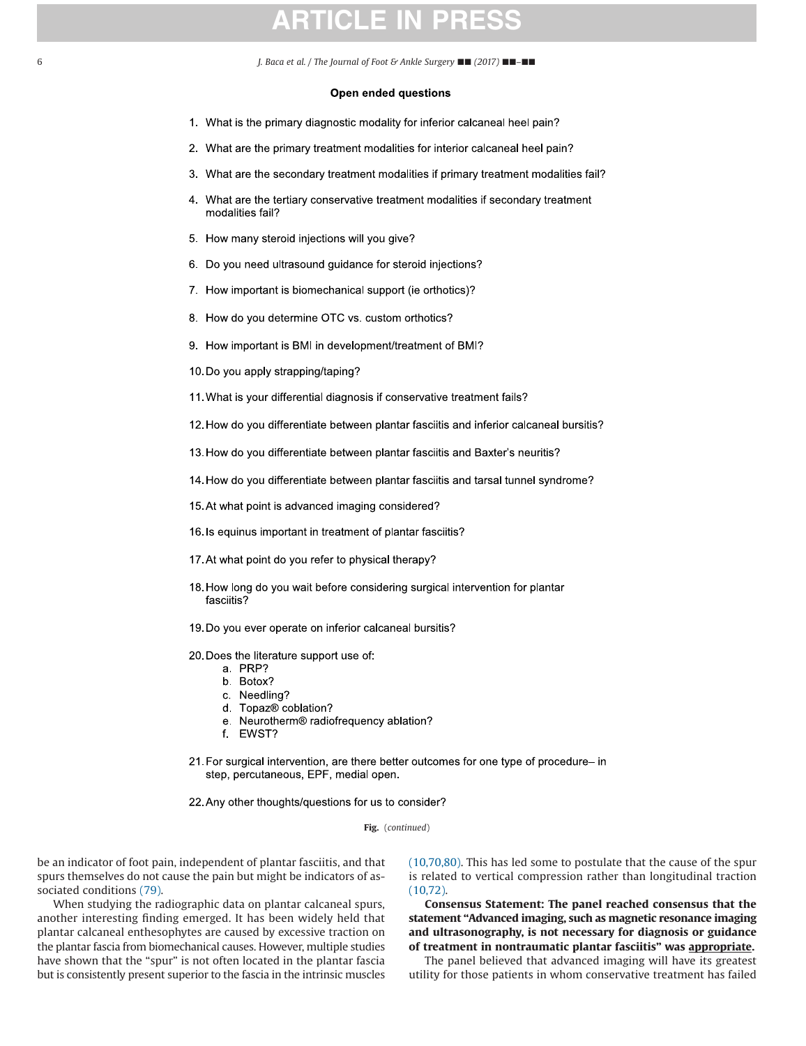**Open ended questions**

1. What is the primary diagnostic modality for inferior calcaneal heel pain?
2. What are the primary treatment modalities for interior calcaneal heel pain?
3. What are the secondary treatment modalities if primary treatment modalities fail?
4. What are the tertiary conservative treatment modalities if secondary treatment modalities fail?
5. How many steroid injections will you give?
6. Do you need ultrasound guidance for steroid injections?
7. How important is biomechanical support (ie orthotics)?
8. How do you determine OTC vs. custom orthotics?
9. How important is BMI in development/treatment of BMI?
10. Do you apply strapping/taping?
11. What is your differential diagnosis if conservative treatment fails?
12. How do you differentiate between plantar fasciitis and inferior calcaneal bursitis?
13. How do you differentiate between plantar fasciitis and Baxter's neuritis?
14. How do you differentiate between plantar fasciitis and tarsal tunnel syndrome?
15. At what point is advanced imaging considered?
16. Is equinus important in treatment of plantar fasciitis?
17. At what point do you refer to physical therapy?
18. How long do you wait before considering surgical intervention for plantar fasciitis?
19. Do you ever operate on inferior calcaneal bursitis?
20. Does the literature support use of:
    a. PRP?
    b. Botox?
    c. Needling?
    d. Topaz® coblation?
    e. Neurotherm® radiofrequency ablation?
    f. EWST?
21. For surgical intervention, are there better outcomes for one type of procedure– in step, percutaneous, EPF, medial open.
22. Any other thoughts/questions for us to consider?

**Fig.** (*continued*)

be an indicator of foot pain, independent of plantar fasciitis, and that spurs themselves do not cause the pain but might be indicators of associated conditions (79).

When studying the radiographic data on plantar calcaneal spurs, another interesting finding emerged. It has been widely held that plantar calcaneal enthesophytes are caused by excessive traction on the plantar fascia from biomechanical causes. However, multiple studies have shown that the "spur" is not often located in the plantar fascia but is consistently present superior to the fascia in the intrinsic muscles (10,70,80). This has led some to postulate that the cause of the spur is related to vertical compression rather than longitudinal traction (10,72).

**Consensus Statement: The panel reached consensus that the statement "Advanced imaging, such as magnetic resonance imaging and ultrasonography, is not necessary for diagnosis or guidance of treatment in nontraumatic plantar fasciitis" was <u>appropriate</u>.**

The panel believed that advanced imaging will have its greatest utility for those patients in whom conservative treatment has failed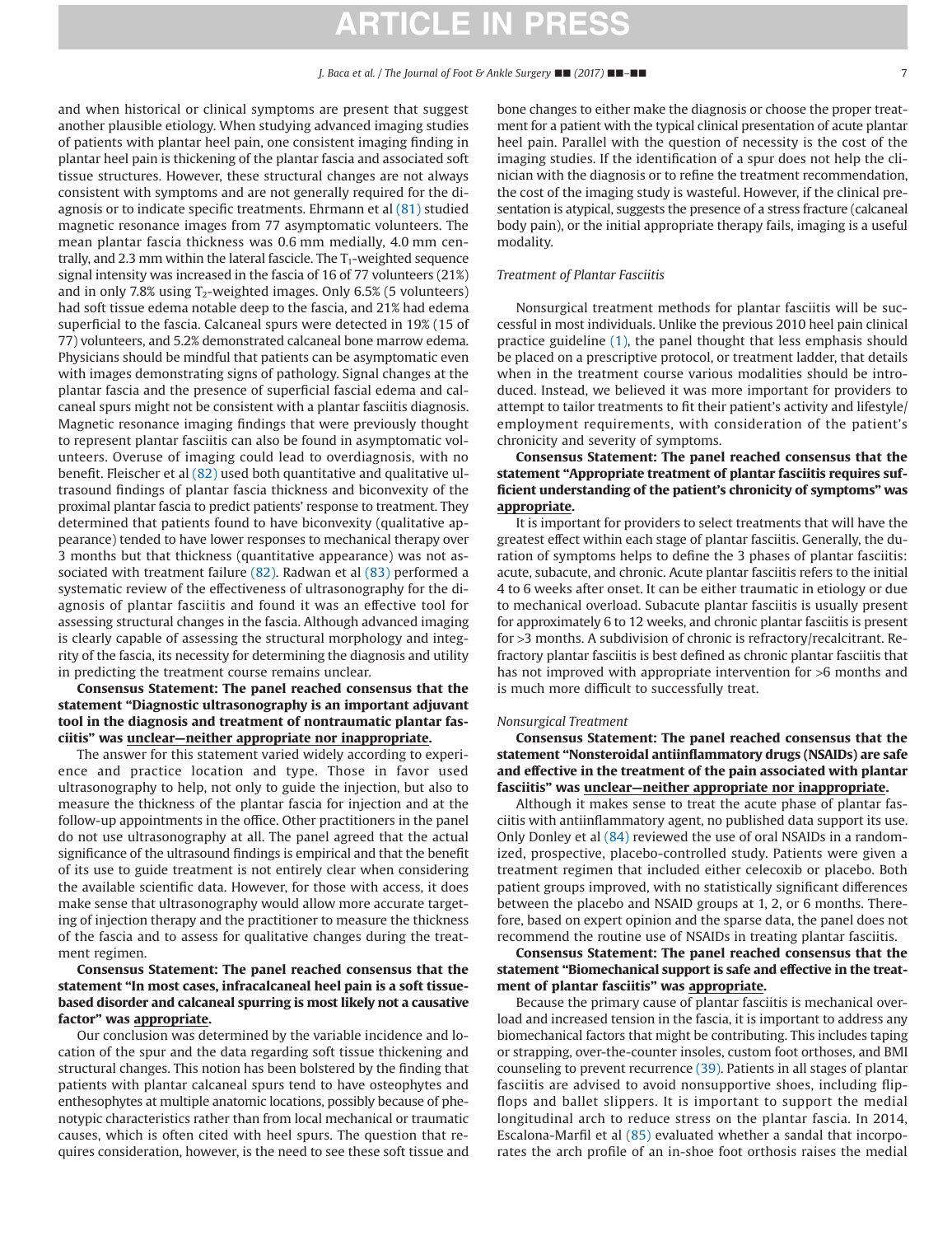and when historical or clinical symptoms are present that suggest another plausible etiology. When studying advanced imaging studies of patients with plantar heel pain, one consistent imaging finding in plantar heel pain is thickening of the plantar fascia and associated soft tissue structures. However, these structural changes are not always consistent with symptoms and are not generally required for the diagnosis or to indicate specific treatments. Ehrmann et al (81) studied magnetic resonance images from 77 asymptomatic volunteers. The mean plantar fascia thickness was 0.6 mm medially, 4.0 mm centrally, and 2.3 mm within the lateral fascicle. The $T_1$-weighted sequence signal intensity was increased in the fascia of 16 of 77 volunteers (21%) and in only 7.8% using $T_2$-weighted images. Only 6.5% (5 volunteers) had soft tissue edema notable deep to the fascia, and 21% had edema superficial to the fascia. Calcaneal spurs were detected in 19% (15 of 77) volunteers, and 5.2% demonstrated calcaneal bone marrow edema. Physicians should be mindful that patients can be asymptomatic even with images demonstrating signs of pathology. Signal changes at the plantar fascia and the presence of superficial fascial edema and calcaneal spurs might not be consistent with a plantar fasciitis diagnosis. Magnetic resonance imaging findings that were previously thought to represent plantar fasciitis can also be found in asymptomatic volunteers. Overuse of imaging could lead to overdiagnosis, with no benefit. Fleischer et al (82) used both quantitative and qualitative ultrasound findings of plantar fascia thickness and biconvexity of the proximal plantar fascia to predict patients' response to treatment. They determined that patients found to have biconvexity (qualitative appearance) tended to have lower responses to mechanical therapy over 3 months but that thickness (quantitative appearance) was not associated with treatment failure (82). Radwan et al (83) performed a systematic review of the effectiveness of ultrasonography for the diagnosis of plantar fasciitis and found it was an effective tool for assessing structural changes in the fascia. Although advanced imaging is clearly capable of assessing the structural morphology and integrity of the fascia, its necessity for determining the diagnosis and utility in predicting the treatment course remains unclear.

**Consensus Statement: The panel reached consensus that the statement "Diagnostic ultrasonography is an important adjuvant tool in the diagnosis and treatment of nontraumatic plantar fasciitis" was <u>unclear—neither appropriate nor inappropriate</u>.**

The answer for this statement varied widely according to experience and practice location and type. Those in favor used ultrasonography to help, not only to guide the injection, but also to measure the thickness of the plantar fascia for injection and at the follow-up appointments in the office. Other practitioners in the panel do not use ultrasonography at all. The panel agreed that the actual significance of the ultrasound findings is empirical and that the benefit of its use to guide treatment is not entirely clear when considering the available scientific data. However, for those with access, it does make sense that ultrasonography would allow more accurate targeting of injection therapy and the practitioner to measure the thickness of the fascia and to assess for qualitative changes during the treatment regimen.

**Consensus Statement: The panel reached consensus that the statement "In most cases, infracalcaneal heel pain is a soft tissue-based disorder and calcaneal spurring is most likely not a causative factor" was <u>appropriate</u>.**

Our conclusion was determined by the variable incidence and location of the spur and the data regarding soft tissue thickening and structural changes. This notion has been bolstered by the finding that patients with plantar calcaneal spurs tend to have osteophytes and enthesophytes at multiple anatomic locations, possibly because of phenotypic characteristics rather than from local mechanical or traumatic causes, which is often cited with heel spurs. The question that requires consideration, however, is the need to see these soft tissue and bone changes to either make the diagnosis or choose the proper treatment for a patient with the typical clinical presentation of acute plantar heel pain. Parallel with the question of necessity is the cost of the imaging studies. If the identification of a spur does not help the clinician with the diagnosis or to refine the treatment recommendation, the cost of the imaging study is wasteful. However, if the clinical presentation is atypical, suggests the presence of a stress fracture (calcaneal body pain), or the initial appropriate therapy fails, imaging is a useful modality.

*Treatment of Plantar Fasciitis*

Nonsurgical treatment methods for plantar fasciitis will be successful in most individuals. Unlike the previous 2010 heel pain clinical practice guideline (1), the panel thought that less emphasis should be placed on a prescriptive protocol, or treatment ladder, that details when in the treatment course various modalities should be introduced. Instead, we believed it was more important for providers to attempt to tailor treatments to fit their patient's activity and lifestyle/employment requirements, with consideration of the patient's chronicity and severity of symptoms.

**Consensus Statement: The panel reached consensus that the statement "Appropriate treatment of plantar fasciitis requires sufficient understanding of the patient's chronicity of symptoms" was <u>appropriate</u>.**

It is important for providers to select treatments that will have the greatest effect within each stage of plantar fasciitis. Generally, the duration of symptoms helps to define the 3 phases of plantar fasciitis: acute, subacute, and chronic. Acute plantar fasciitis refers to the initial 4 to 6 weeks after onset. It can be either traumatic in etiology or due to mechanical overload. Subacute plantar fasciitis is usually present for approximately 6 to 12 weeks, and chronic plantar fasciitis is present for >3 months. A subdivision of chronic is refractory/recalcitrant. Refractory plantar fasciitis is best defined as chronic plantar fasciitis that has not improved with appropriate intervention for >6 months and is much more difficult to successfully treat.

*Nonsurgical Treatment*

**Consensus Statement: The panel reached consensus that the statement "Nonsteroidal antiinflammatory drugs (NSAIDs) are safe and effective in the treatment of the pain associated with plantar fasciitis" was <u>unclear—neither appropriate nor inappropriate</u>.**

Although it makes sense to treat the acute phase of plantar fasciitis with antiinflammatory agent, no published data support its use. Only Donley et al (84) reviewed the use of oral NSAIDs in a randomized, prospective, placebo-controlled study. Patients were given a treatment regimen that included either celecoxib or placebo. Both patient groups improved, with no statistically significant differences between the placebo and NSAID groups at 1, 2, or 6 months. Therefore, based on expert opinion and the sparse data, the panel does not recommend the routine use of NSAIDs in treating plantar fasciitis.

**Consensus Statement: The panel reached consensus that the statement "Biomechanical support is safe and effective in the treatment of plantar fasciitis" was <u>appropriate</u>.**

Because the primary cause of plantar fasciitis is mechanical overload and increased tension in the fascia, it is important to address any biomechanical factors that might be contributing. This includes taping or strapping, over-the-counter insoles, custom foot orthoses, and BMI counseling to prevent recurrence (39). Patients in all stages of plantar fasciitis are advised to avoid nonsupportive shoes, including flip-flops and ballet slippers. It is important to support the medial longitudinal arch to reduce stress on the plantar fascia. In 2014, Escalona-Marfil et al (85) evaluated whether a sandal that incorporates the arch profile of an in-shoe foot orthosis raises the medial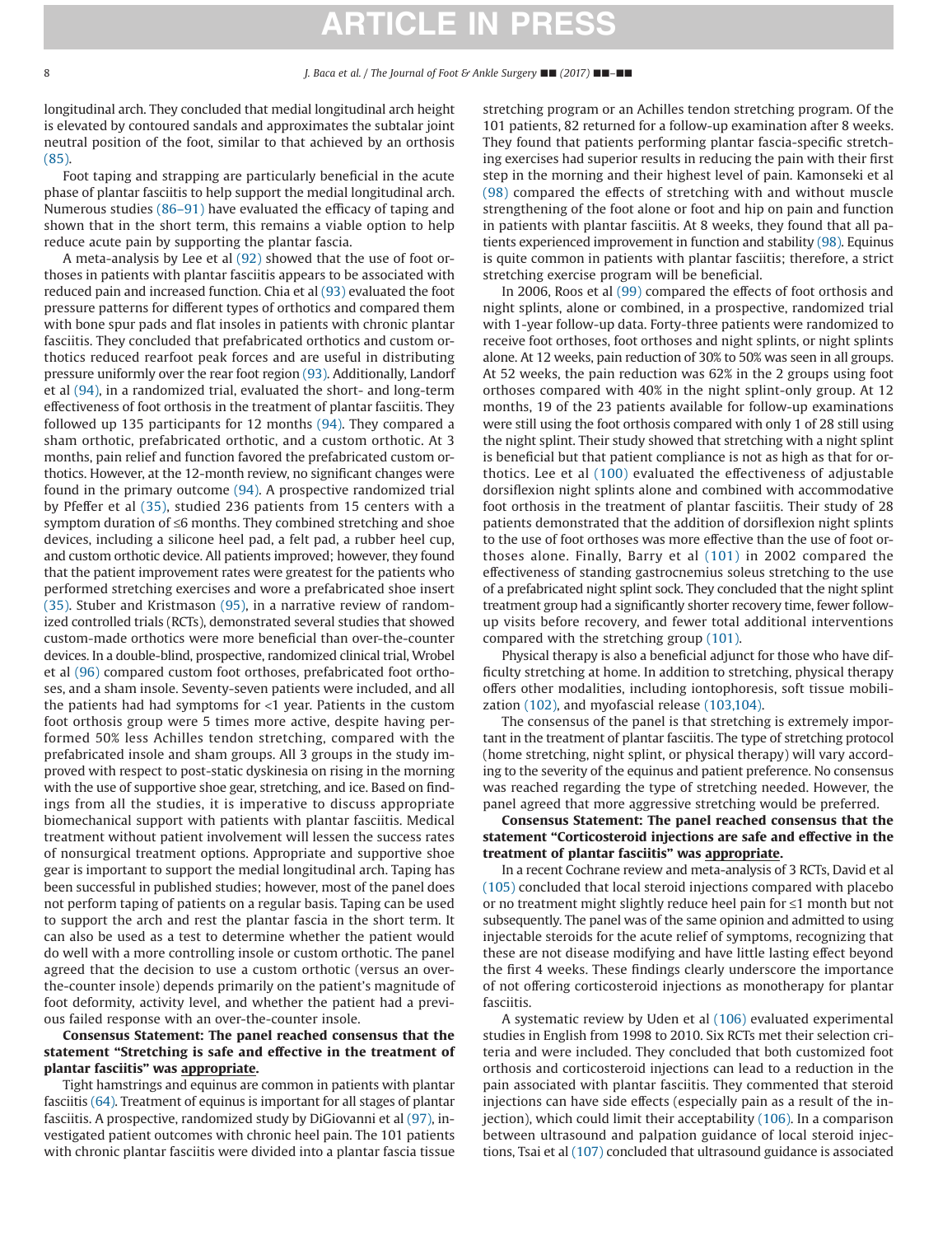longitudinal arch. They concluded that medial longitudinal arch height is elevated by contoured sandals and approximates the subtalar joint neutral position of the foot, similar to that achieved by an orthosis (85).

Foot taping and strapping are particularly beneficial in the acute phase of plantar fasciitis to help support the medial longitudinal arch. Numerous studies (86–91) have evaluated the efficacy of taping and shown that in the short term, this remains a viable option to help reduce acute pain by supporting the plantar fascia.

A meta-analysis by Lee et al (92) showed that the use of foot orthoses in patients with plantar fasciitis appears to be associated with reduced pain and increased function. Chia et al (93) evaluated the foot pressure patterns for different types of orthotics and compared them with bone spur pads and flat insoles in patients with chronic plantar fasciitis. They concluded that prefabricated orthotics and custom orthotics reduced rearfoot peak forces and are useful in distributing pressure uniformly over the rear foot region (93). Additionally, Landorf et al (94), in a randomized trial, evaluated the short- and long-term effectiveness of foot orthosis in the treatment of plantar fasciitis. They followed up 135 participants for 12 months (94). They compared a sham orthotic, prefabricated orthotic, and a custom orthotic. At 3 months, pain relief and function favored the prefabricated custom orthotics. However, at the 12-month review, no significant changes were found in the primary outcome (94). A prospective randomized trial by Pfeffer et al (35), studied 236 patients from 15 centers with a symptom duration of ≤6 months. They combined stretching and shoe devices, including a silicone heel pad, a felt pad, a rubber heel cup, and custom orthotic device. All patients improved; however, they found that the patient improvement rates were greatest for the patients who performed stretching exercises and wore a prefabricated shoe insert (35). Stuber and Kristmason (95), in a narrative review of randomized controlled trials (RCTs), demonstrated several studies that showed custom-made orthotics were more beneficial than over-the-counter devices. In a double-blind, prospective, randomized clinical trial, Wrobel et al (96) compared custom foot orthoses, prefabricated foot orthoses, and a sham insole. Seventy-seven patients were included, and all the patients had had symptoms for <1 year. Patients in the custom foot orthosis group were 5 times more active, despite having performed 50% less Achilles tendon stretching, compared with the prefabricated insole and sham groups. All 3 groups in the study improved with respect to post-static dyskinesia on rising in the morning with the use of supportive shoe gear, stretching, and ice. Based on findings from all the studies, it is imperative to discuss appropriate biomechanical support with patients with plantar fasciitis. Medical treatment without patient involvement will lessen the success rates of nonsurgical treatment options. Appropriate and supportive shoe gear is important to support the medial longitudinal arch. Taping has been successful in published studies; however, most of the panel does not perform taping of patients on a regular basis. Taping can be used to support the arch and rest the plantar fascia in the short term. It can also be used as a test to determine whether the patient would do well with a more controlling insole or custom orthotic. The panel agreed that the decision to use a custom orthotic (versus an over-the-counter insole) depends primarily on the patient's magnitude of foot deformity, activity level, and whether the patient had a previous failed response with an over-the-counter insole.

**Consensus Statement: The panel reached consensus that the statement "Stretching is safe and effective in the treatment of plantar fasciitis" was <u>appropriate</u>.**

Tight hamstrings and equinus are common in patients with plantar fasciitis (64). Treatment of equinus is important for all stages of plantar fasciitis. A prospective, randomized study by DiGiovanni et al (97), investigated patient outcomes with chronic heel pain. The 101 patients with chronic plantar fasciitis were divided into a plantar fascia tissue stretching program or an Achilles tendon stretching program. Of the 101 patients, 82 returned for a follow-up examination after 8 weeks. They found that patients performing plantar fascia-specific stretching exercises had superior results in reducing the pain with their first step in the morning and their highest level of pain. Kamonseki et al (98) compared the effects of stretching with and without muscle strengthening of the foot alone or foot and hip on pain and function in patients with plantar fasciitis. At 8 weeks, they found that all patients experienced improvement in function and stability (98). Equinus is quite common in patients with plantar fasciitis; therefore, a strict stretching exercise program will be beneficial.

In 2006, Roos et al (99) compared the effects of foot orthosis and night splints, alone or combined, in a prospective, randomized trial with 1-year follow-up data. Forty-three patients were randomized to receive foot orthoses, foot orthoses and night splints, or night splints alone. At 12 weeks, pain reduction of 30% to 50% was seen in all groups. At 52 weeks, the pain reduction was 62% in the 2 groups using foot orthoses compared with 40% in the night splint-only group. At 12 months, 19 of the 23 patients available for follow-up examinations were still using the foot orthosis compared with only 1 of 28 still using the night splint. Their study showed that stretching with a night splint is beneficial but that patient compliance is not as high as that for orthotics. Lee et al (100) evaluated the effectiveness of adjustable dorsiflexion night splints alone and combined with accommodative foot orthosis in the treatment of plantar fasciitis. Their study of 28 patients demonstrated that the addition of dorsiflexion night splints to the use of foot orthoses was more effective than the use of foot orthoses alone. Finally, Barry et al (101) in 2002 compared the effectiveness of standing gastrocnemius soleus stretching to the use of a prefabricated night splint sock. They concluded that the night splint treatment group had a significantly shorter recovery time, fewer follow-up visits before recovery, and fewer total additional interventions compared with the stretching group (101).

Physical therapy is also a beneficial adjunct for those who have difficulty stretching at home. In addition to stretching, physical therapy offers other modalities, including iontophoresis, soft tissue mobilization (102), and myofascial release (103,104).

The consensus of the panel is that stretching is extremely important in the treatment of plantar fasciitis. The type of stretching protocol (home stretching, night splint, or physical therapy) will vary according to the severity of the equinus and patient preference. No consensus was reached regarding the type of stretching needed. However, the panel agreed that more aggressive stretching would be preferred.

**Consensus Statement: The panel reached consensus that the statement "Corticosteroid injections are safe and effective in the treatment of plantar fasciitis" was <u>appropriate</u>.**

In a recent Cochrane review and meta-analysis of 3 RCTs, David et al (105) concluded that local steroid injections compared with placebo or no treatment might slightly reduce heel pain for ≤1 month but not subsequently. The panel was of the same opinion and admitted to using injectable steroids for the acute relief of symptoms, recognizing that these are not disease modifying and have little lasting effect beyond the first 4 weeks. These findings clearly underscore the importance of not offering corticosteroid injections as monotherapy for plantar fasciitis.

A systematic review by Uden et al (106) evaluated experimental studies in English from 1998 to 2010. Six RCTs met their selection criteria and were included. They concluded that both customized foot orthosis and corticosteroid injections can lead to a reduction in the pain associated with plantar fasciitis. They commented that steroid injections can have side effects (especially pain as a result of the injection), which could limit their acceptability (106). In a comparison between ultrasound and palpation guidance of local steroid injections, Tsai et al (107) concluded that ultrasound guidance is associated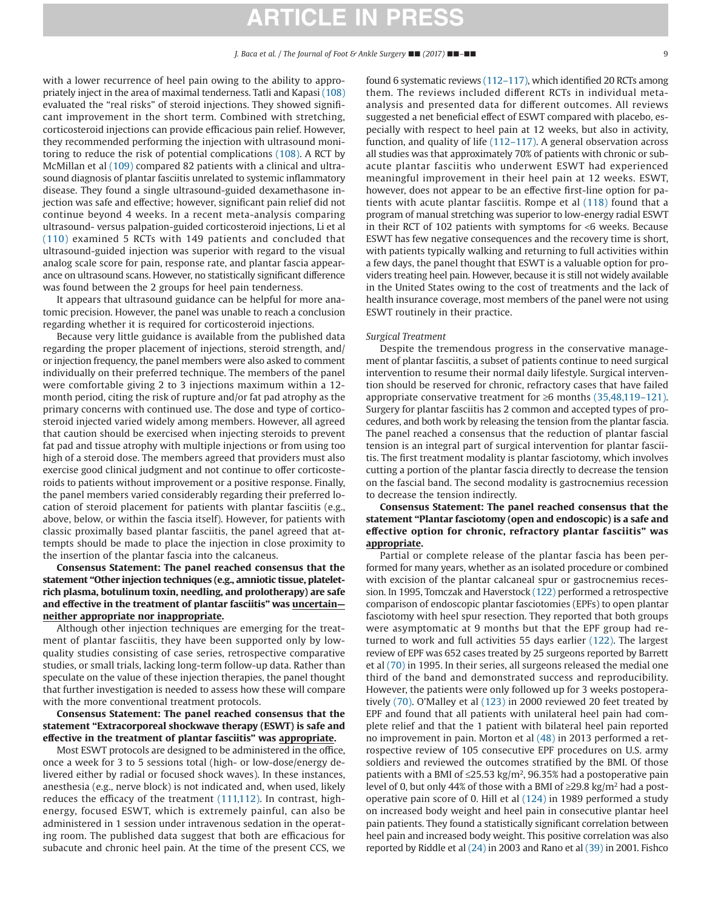with a lower recurrence of heel pain owing to the ability to appropriately inject in the area of maximal tenderness. Tatli and Kapasi (108) evaluated the "real risks" of steroid injections. They showed significant improvement in the short term. Combined with stretching, corticosteroid injections can provide efficacious pain relief. However, they recommended performing the injection with ultrasound monitoring to reduce the risk of potential complications (108). A RCT by McMillan et al (109) compared 82 patients with a clinical and ultrasound diagnosis of plantar fasciitis unrelated to systemic inflammatory disease. They found a single ultrasound-guided dexamethasone injection was safe and effective; however, significant pain relief did not continue beyond 4 weeks. In a recent meta-analysis comparing ultrasound- versus palpation-guided corticosteroid injections, Li et al (110) examined 5 RCTs with 149 patients and concluded that ultrasound-guided injection was superior with regard to the visual analog scale score for pain, response rate, and plantar fascia appearance on ultrasound scans. However, no statistically significant difference was found between the 2 groups for heel pain tenderness.

It appears that ultrasound guidance can be helpful for more anatomic precision. However, the panel was unable to reach a conclusion regarding whether it is required for corticosteroid injections.

Because very little guidance is available from the published data regarding the proper placement of injections, steroid strength, and/or injection frequency, the panel members were also asked to comment individually on their preferred technique. The members of the panel were comfortable giving 2 to 3 injections maximum within a 12-month period, citing the risk of rupture and/or fat pad atrophy as the primary concerns with continued use. The dose and type of corticosteroid injected varied widely among members. However, all agreed that caution should be exercised when injecting steroids to prevent fat pad and tissue atrophy with multiple injections or from using too high of a steroid dose. The members agreed that providers must also exercise good clinical judgment and not continue to offer corticosteroids to patients without improvement or a positive response. Finally, the panel members varied considerably regarding their preferred location of steroid placement for patients with plantar fasciitis (e.g., above, below, or within the fascia itself). However, for patients with classic proximally based plantar fasciitis, the panel agreed that attempts should be made to place the injection in close proximity to the insertion of the plantar fascia into the calcaneus.

**Consensus Statement: The panel reached consensus that the statement "Other injection techniques (e.g., amniotic tissue, platelet-rich plasma, botulinum toxin, needling, and prolotherapy) are safe and effective in the treatment of plantar fasciitis" was <u>uncertain—neither appropriate nor inappropriate</u>.**

Although other injection techniques are emerging for the treatment of plantar fasciitis, they have been supported only by low-quality studies consisting of case series, retrospective comparative studies, or small trials, lacking long-term follow-up data. Rather than speculate on the value of these injection therapies, the panel thought that further investigation is needed to assess how these will compare with the more conventional treatment protocols.

**Consensus Statement: The panel reached consensus that the statement "Extracorporeal shockwave therapy (ESWT) is safe and effective in the treatment of plantar fasciitis" was <u>appropriate</u>.**

Most ESWT protocols are designed to be administered in the office, once a week for 3 to 5 sessions total (high- or low-dose/energy delivered either by radial or focused shock waves). In these instances, anesthesia (e.g., nerve block) is not indicated and, when used, likely reduces the efficacy of the treatment (111,112). In contrast, high-energy, focused ESWT, which is extremely painful, can also be administered in 1 session under intravenous sedation in the operating room. The published data suggest that both are efficacious for subacute and chronic heel pain. At the time of the present CCS, we found 6 systematic reviews (112–117), which identified 20 RCTs among them. The reviews included different RCTs in individual meta-analysis and presented data for different outcomes. All reviews suggested a net beneficial effect of ESWT compared with placebo, especially with respect to heel pain at 12 weeks, but also in activity, function, and quality of life (112–117). A general observation across all studies was that approximately 70% of patients with chronic or subacute plantar fasciitis who underwent ESWT had experienced meaningful improvement in their heel pain at 12 weeks. ESWT, however, does not appear to be an effective first-line option for patients with acute plantar fasciitis. Rompe et al (118) found that a program of manual stretching was superior to low-energy radial ESWT in their RCT of 102 patients with symptoms for <6 weeks. Because ESWT has few negative consequences and the recovery time is short, with patients typically walking and returning to full activities within a few days, the panel thought that ESWT is a valuable option for providers treating heel pain. However, because it is still not widely available in the United States owing to the cost of treatments and the lack of health insurance coverage, most members of the panel were not using ESWT routinely in their practice.

*Surgical Treatment*

Despite the tremendous progress in the conservative management of plantar fasciitis, a subset of patients continue to need surgical intervention to resume their normal daily lifestyle. Surgical intervention should be reserved for chronic, refractory cases that have failed appropriate conservative treatment for ≥6 months (35,48,119–121). Surgery for plantar fasciitis has 2 common and accepted types of procedures, and both work by releasing the tension from the plantar fascia. The panel reached a consensus that the reduction of plantar fascial tension is an integral part of surgical intervention for plantar fasciitis. The first treatment modality is plantar fasciotomy, which involves cutting a portion of the plantar fascia directly to decrease the tension on the fascial band. The second modality is gastrocnemius recession to decrease the tension indirectly.

**Consensus Statement: The panel reached consensus that the statement "Plantar fasciotomy (open and endoscopic) is a safe and effective option for chronic, refractory plantar fasciitis" was <u>appropriate</u>.**

Partial or complete release of the plantar fascia has been performed for many years, whether as an isolated procedure or combined with excision of the plantar calcaneal spur or gastrocnemius recession. In 1995, Tomczak and Haverstock (122) performed a retrospective comparison of endoscopic plantar fasciotomies (EPFs) to open plantar fasciotomy with heel spur resection. They reported that both groups were asymptomatic at 9 months but that the EPF group had returned to work and full activities 55 days earlier (122). The largest review of EPF was 652 cases treated by 25 surgeons reported by Barrett et al (70) in 1995. In their series, all surgeons released the medial one third of the band and demonstrated success and reproducibility. However, the patients were only followed up for 3 weeks postoperatively (70). O'Malley et al (123) in 2000 reviewed 20 feet treated by EPF and found that all patients with unilateral heel pain had complete relief and that the 1 patient with bilateral heel pain reported no improvement in pain. Morton et al (48) in 2013 performed a retrospective review of 105 consecutive EPF procedures on U.S. army soldiers and reviewed the outcomes stratified by the BMI. Of those patients with a BMI of ≤25.53 kg/m$^2$, 96.35% had a postoperative pain level of 0, but only 44% of those with a BMI of ≥29.8 kg/m$^2$ had a postoperative pain score of 0. Hill et al (124) in 1989 performed a study on increased body weight and heel pain in consecutive plantar heel pain patients. They found a statistically significant correlation between heel pain and increased body weight. This positive correlation was also reported by Riddle et al (24) in 2003 and Rano et al (39) in 2001. Fishco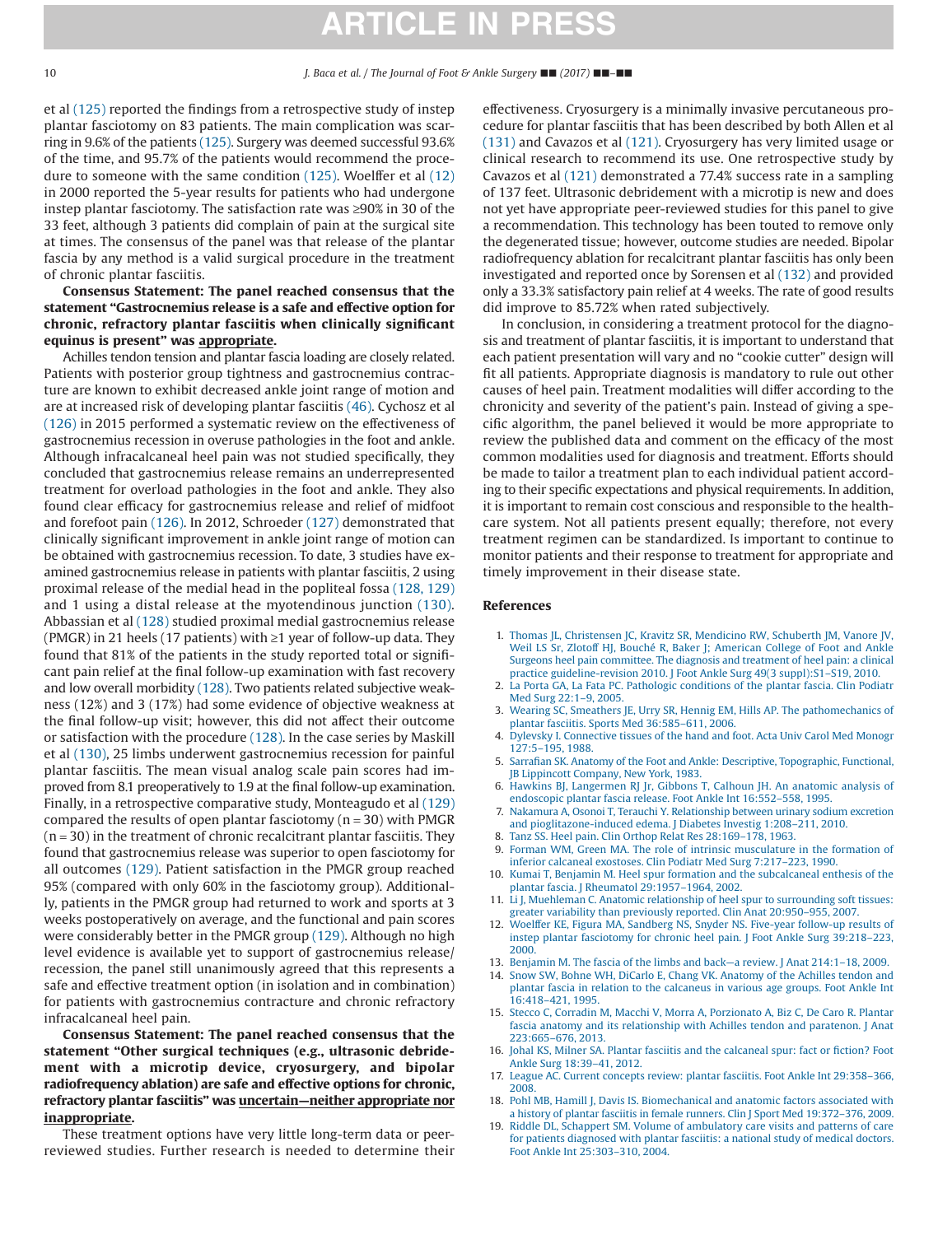et al (125) reported the findings from a retrospective study of instep plantar fasciotomy on 83 patients. The main complication was scarring in 9.6% of the patients (125). Surgery was deemed successful 93.6% of the time, and 95.7% of the patients would recommend the procedure to someone with the same condition (125). Woelffer et al (12) in 2000 reported the 5-year results for patients who had undergone instep plantar fasciotomy. The satisfaction rate was ≥90% in 30 of the 33 feet, although 3 patients did complain of pain at the surgical site at times. The consensus of the panel was that release of the plantar fascia by any method is a valid surgical procedure in the treatment of chronic plantar fasciitis.

**Consensus Statement: The panel reached consensus that the statement "Gastrocnemius release is a safe and effective option for chronic, refractory plantar fasciitis when clinically significant equinus is present" was <u>appropriate</u>.**

Achilles tendon tension and plantar fascia loading are closely related. Patients with posterior group tightness and gastrocnemius contracture are known to exhibit decreased ankle joint range of motion and are at increased risk of developing plantar fasciitis (46). Cychosz et al (126) in 2015 performed a systematic review on the effectiveness of gastrocnemius recession in overuse pathologies in the foot and ankle. Although infracalcaneal heel pain was not studied specifically, they concluded that gastrocnemius release remains an underrepresented treatment for overload pathologies in the foot and ankle. They also found clear efficacy for gastrocnemius release and relief of midfoot and forefoot pain (126). In 2012, Schroeder (127) demonstrated that clinically significant improvement in ankle joint range of motion can be obtained with gastrocnemius recession. To date, 3 studies have examined gastrocnemius release in patients with plantar fasciitis, 2 using proximal release of the medial head in the popliteal fossa (128, 129) and 1 using a distal release at the myotendinous junction (130). Abbassian et al (128) studied proximal medial gastrocnemius release (PMGR) in 21 heels (17 patients) with ≥1 year of follow-up data. They found that 81% of the patients in the study reported total or significant pain relief at the final follow-up examination with fast recovery and low overall morbidity (128). Two patients related subjective weakness (12%) and 3 (17%) had some evidence of objective weakness at the final follow-up visit; however, this did not affect their outcome or satisfaction with the procedure (128). In the case series by Maskill et al (130), 25 limbs underwent gastrocnemius recession for painful plantar fasciitis. The mean visual analog scale pain scores had improved from 8.1 preoperatively to 1.9 at the final follow-up examination. Finally, in a retrospective comparative study, Monteagudo et al (129) compared the results of open plantar fasciotomy (n = 30) with PMGR (n = 30) in the treatment of chronic recalcitrant plantar fasciitis. They found that gastrocnemius release was superior to open fasciotomy for all outcomes (129). Patient satisfaction in the PMGR group reached 95% (compared with only 60% in the fasciotomy group). Additionally, patients in the PMGR group had returned to work and sports at 3 weeks postoperatively on average, and the functional and pain scores were considerably better in the PMGR group (129). Although no high level evidence is available yet to support of gastrocnemius release/recession, the panel still unanimously agreed that this represents a safe and effective treatment option (in isolation and in combination) for patients with gastrocnemius contracture and chronic refractory infracalcaneal heel pain.

**Consensus Statement: The panel reached consensus that the statement "Other surgical techniques (e.g., ultrasonic debridement with a microtip device, cryosurgery, and bipolar radiofrequency ablation) are safe and effective options for chronic, refractory plantar fasciitis" was <u>uncertain—neither appropriate nor inappropriate</u>.**

These treatment options have very little long-term data or peer-reviewed studies. Further research is needed to determine their effectiveness. Cryosurgery is a minimally invasive percutaneous procedure for plantar fasciitis that has been described by both Allen et al (131) and Cavazos et al (121). Cryosurgery has very limited usage or clinical research to recommend its use. One retrospective study by Cavazos et al (121) demonstrated a 77.4% success rate in a sampling of 137 feet. Ultrasonic debridement with a microtip is new and does not yet have appropriate peer-reviewed studies for this panel to give a recommendation. This technology has been touted to remove only the degenerated tissue; however, outcome studies are needed. Bipolar radiofrequency ablation for recalcitrant plantar fasciitis has only been investigated and reported once by Sorensen et al (132) and provided only a 33.3% satisfactory pain relief at 4 weeks. The rate of good results did improve to 85.72% when rated subjectively.

In conclusion, in considering a treatment protocol for the diagnosis and treatment of plantar fasciitis, it is important to understand that each patient presentation will vary and no "cookie cutter" design will fit all patients. Appropriate diagnosis is mandatory to rule out other causes of heel pain. Treatment modalities will differ according to the chronicity and severity of the patient's pain. Instead of giving a specific algorithm, the panel believed it would be more appropriate to review the published data and comment on the efficacy of the most common modalities used for diagnosis and treatment. Efforts should be made to tailor a treatment plan to each individual patient according to their specific expectations and physical requirements. In addition, it is important to remain cost conscious and responsible to the healthcare system. Not all patients present equally; therefore, not every treatment regimen can be standardized. Is important to continue to monitor patients and their response to treatment for appropriate and timely improvement in their disease state.

## References

1. Thomas JL, Christensen JC, Kravitz SR, Mendicino RW, Schuberth JM, Vanore JV, Weil LS Sr, Zlotoff HJ, Bouché R, Baker J; American College of Foot and Ankle Surgeons heel pain committee. The diagnosis and treatment of heel pain: a clinical practice guideline-revision 2010. J Foot Ankle Surg 49(3 suppl):S1–S19, 2010.
2. La Porta GA, La Fata PC. Pathologic conditions of the plantar fascia. Clin Podiatr Med Surg 22:1–9, 2005.
3. Wearing SC, Smeathers JE, Urry SR, Hennig EM, Hills AP. The pathomechanics of plantar fasciitis. Sports Med 36:585–611, 2006.
4. Dylevsky I. Connective tissues of the hand and foot. Acta Univ Carol Med Monogr 127:5–195, 1988.
5. Sarrafian SK. Anatomy of the Foot and Ankle: Descriptive, Topographic, Functional, JB Lippincott Company, New York, 1983.
6. Hawkins BJ, Langermen RJ Jr, Gibbons T, Calhoun JH. An anatomic analysis of endoscopic plantar fascia release. Foot Ankle Int 16:552–558, 1995.
7. Nakamura A, Osonoi T, Terauchi Y. Relationship between urinary sodium excretion and pioglitazone-induced edema. J Diabetes Investig 1:208–211, 2010.
8. Tanz SS. Heel pain. Clin Orthop Relat Res 28:169–178, 1963.
9. Forman WM, Green MA. The role of intrinsic musculature in the formation of inferior calcaneal exostoses. Clin Podiatr Med Surg 7:217–223, 1990.
10. Kumai T, Benjamin M. Heel spur formation and the subcalcaneal enthesis of the plantar fascia. J Rheumatol 29:1957–1964, 2002.
11. Li J, Muehleman C. Anatomic relationship of heel spur to surrounding soft tissues: greater variability than previously reported. Clin Anat 20:950–955, 2007.
12. Woelffer KE, Figura MA, Sandberg NS, Snyder NS. Five-year follow-up results of instep plantar fasciotomy for chronic heel pain. J Foot Ankle Surg 39:218–223, 2000.
13. Benjamin M. The fascia of the limbs and back—a review. J Anat 214:1–18, 2009.
14. Snow SW, Bohne WH, DiCarlo E, Chang VK. Anatomy of the Achilles tendon and plantar fascia in relation to the calcaneus in various age groups. Foot Ankle Int 16:418–421, 1995.
15. Stecco C, Corradin M, Macchi V, Morra A, Porzionato A, Biz C, De Caro R. Plantar fascia anatomy and its relationship with Achilles tendon and paratenon. J Anat 223:665–676, 2013.
16. Johal KS, Milner SA. Plantar fasciitis and the calcaneal spur: fact or fiction? Foot Ankle Surg 18:39–41, 2012.
17. League AC. Current concepts review: plantar fasciitis. Foot Ankle Int 29:358–366, 2008.
18. Pohl MB, Hamill J, Davis IS. Biomechanical and anatomic factors associated with a history of plantar fasciitis in female runners. Clin J Sport Med 19:372–376, 2009.
19. Riddle DL, Schappert SM. Volume of ambulatory care visits and patterns of care for patients diagnosed with plantar fasciitis: a national study of medical doctors. Foot Ankle Int 25:303–310, 2004.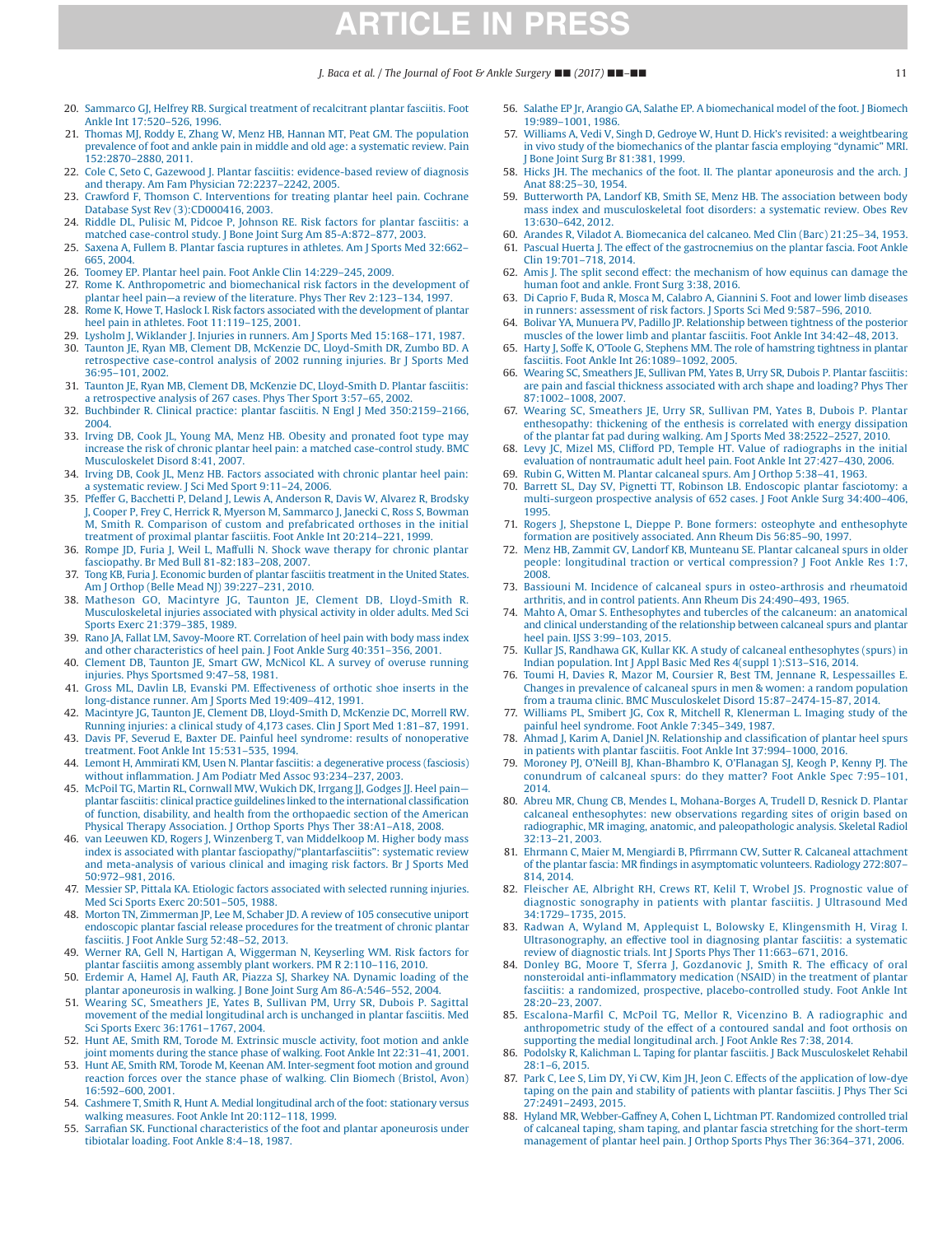20. Sammarco GJ, Helfrey RB. Surgical treatment of recalcitrant plantar fasciitis. Foot Ankle Int 17:520–526, 1996.
21. Thomas MJ, Roddy E, Zhang W, Menz HB, Hannan MT, Peat GM. The population prevalence of foot and ankle pain in middle and old age: a systematic review. Pain 152:2870–2880, 2011.
22. Cole C, Seto C, Gazewood J. Plantar fasciitis: evidence-based review of diagnosis and therapy. Am Fam Physician 72:2237–2242, 2005.
23. Crawford F, Thomson C. Interventions for treating plantar heel pain. Cochrane Database Syst Rev (3):CD000416, 2003.
24. Riddle DL, Pulisic M, Pidcoe P, Johnson RE. Risk factors for plantar fasciitis: a matched case-control study. J Bone Joint Surg Am 85-A:872–877, 2003.
25. Saxena A, Fullem B. Plantar fascia ruptures in athletes. Am J Sports Med 32:662–665, 2004.
26. Toomey EP. Plantar heel pain. Foot Ankle Clin 14:229–245, 2009.
27. Rome K. Anthropometric and biomechanical risk factors in the development of plantar heel pain—a review of the literature. Phys Ther Rev 2:123–134, 1997.
28. Rome K, Howe T, Haslock I. Risk factors associated with the development of plantar heel pain in athletes. Foot 11:119–125, 2001.
29. Lysholm J, Wiklander J. Injuries in runners. Am J Sports Med 15:168–171, 1987.
30. Taunton JE, Ryan MB, Clement DB, McKenzie DC, Lloyd-Smith DR, Zumbo BD. A retrospective case-control analysis of 2002 running injuries. Br J Sports Med 36:95–101, 2002.
31. Taunton JE, Ryan MB, Clement DB, McKenzie DC, Lloyd-Smith D. Plantar fasciitis: a retrospective analysis of 267 cases. Phys Ther Sport 3:57–65, 2002.
32. Buchbinder R. Clinical practice: plantar fasciitis. N Engl J Med 350:2159–2166, 2004.
33. Irving DB, Cook JL, Young MA, Menz HB. Obesity and pronated foot type may increase the risk of chronic plantar heel pain: a matched case-control study. BMC Musculoskelet Disord 8:41, 2007.
34. Irving DB, Cook JL, Menz HB. Factors associated with chronic plantar heel pain: a systematic review. J Sci Med Sport 9:11–24, 2006.
35. Pfeffer G, Bacchetti P, Deland J, Lewis A, Anderson R, Davis W, Alvarez R, Brodsky J, Cooper P, Frey C, Herrick R, Myerson M, Sammarco J, Janecki C, Ross S, Bowman M, Smith R. Comparison of custom and prefabricated orthoses in the initial treatment of proximal plantar fasciitis. Foot Ankle Int 20:214–221, 1999.
36. Rompe JD, Furia J, Weil L, Maffulli N. Shock wave therapy for chronic plantar fasciopathy. Br Med Bull 81-82:183–208, 2007.
37. Tong KB, Furia J. Economic burden of plantar fasciitis treatment in the United States. Am J Orthop (Belle Mead NJ) 39:227–231, 2010.
38. Matheson GO, Macintyre JG, Taunton JE, Clement DB, Lloyd-Smith R. Musculoskeletal injuries associated with physical activity in older adults. Med Sci Sports Exerc 21:379–385, 1989.
39. Rano JA, Fallat LM, Savoy-Moore RT. Correlation of heel pain with body mass index and other characteristics of heel pain. J Foot Ankle Surg 40:351–356, 2001.
40. Clement DB, Taunton JE, Smart GW, McNicol KL. A survey of overuse running injuries. Phys Sportsmed 9:47–58, 1981.
41. Gross ML, Davlin LB, Evanski PM. Effectiveness of orthotic shoe inserts in the long-distance runner. Am J Sports Med 19:409–412, 1991.
42. Macintyre JG, Taunton JE, Clement DB, Lloyd-Smith D, McKenzie DC, Morrell RW. Running injuries: a clinical study of 4,173 cases. Clin J Sport Med 1:81–87, 1991.
43. Davis PF, Severud E, Baxter DE. Painful heel syndrome: results of nonoperative treatment. Foot Ankle Int 15:531–535, 1994.
44. Lemont H, Ammirati KM, Usen N. Plantar fasciitis: a degenerative process (fasciosis) without inflammation. J Am Podiatr Med Assoc 93:234–237, 2003.
45. McPoil TG, Martin RL, Cornwall MW, Wukich DK, Irrgang JJ, Godges JJ. Heel pain—plantar fasciitis: clinical practice guidelines linked to the international classification of function, disability, and health from the orthopaedic section of the American Physical Therapy Association. J Orthop Sports Phys Ther 38:A1–A18, 2008.
46. van Leeuwen KD, Rogers J, Winzenberg T, van Middelkoop M. Higher body mass index is associated with plantar fasciopathy/"plantarfasciitis": systematic review and meta-analysis of various clinical and imaging risk factors. Br J Sports Med 50:972–981, 2016.
47. Messier SP, Pittala KA. Etiologic factors associated with selected running injuries. Med Sci Sports Exerc 20:501–505, 1988.
48. Morton TN, Zimmerman JP, Lee M, Schaber JD. A review of 105 consecutive uniport endoscopic plantar fascial release procedures for the treatment of chronic plantar fasciitis. J Foot Ankle Surg 52:48–52, 2013.
49. Werner RA, Gell N, Hartigan A, Wiggerman N, Keyserling WM. Risk factors for plantar fasciitis among assembly plant workers. PM R 2:110–116, 2010.
50. Erdemir A, Hamel AJ, Fauth AR, Piazza SJ, Sharkey NA. Dynamic loading of the plantar aponeurosis in walking. J Bone Joint Surg Am 86-A:546–552, 2004.
51. Wearing SC, Smeathers JE, Yates B, Sullivan PM, Urry SR, Dubois P. Sagittal movement of the medial longitudinal arch is unchanged in plantar fasciitis. Med Sci Sports Exerc 36:1761–1767, 2004.
52. Hunt AE, Smith RM, Torode M. Extrinsic muscle activity, foot motion and ankle joint moments during the stance phase of walking. Foot Ankle Int 22:31–41, 2001.
53. Hunt AE, Smith RM, Torode M, Keenan AM. Inter-segment foot motion and ground reaction forces over the stance phase of walking. Clin Biomech (Bristol, Avon) 16:592–600, 2001.
54. Cashmere T, Smith R, Hunt A. Medial longitudinal arch of the foot: stationary versus walking measures. Foot Ankle Int 20:112–118, 1999.
55. Sarrafian SK. Functional characteristics of the foot and plantar aponeurosis under tibiotalar loading. Foot Ankle 8:4–18, 1987.
56. Salathe EP Jr, Arangio GA, Salathe EP. A biomechanical model of the foot. J Biomech 19:989–1001, 1986.
57. Williams A, Vedi V, Singh D, Gedroye W, Hunt D. Hick's revisited: a weightbearing in vivo study of the biomechanics of the plantar fascia employing "dynamic" MRI. J Bone Joint Surg Br 81:381, 1999.
58. Hicks JH. The mechanics of the foot. II. The plantar aponeurosis and the arch. J Anat 88:25–30, 1954.
59. Butterworth PA, Landorf KB, Smith SE, Menz HB. The association between body mass index and musculoskeletal foot disorders: a systematic review. Obes Rev 13:630–642, 2012.
60. Arandes R, Viladot A. Biomecanica del calcaneo. Med Clin (Barc) 21:25–34, 1953.
61. Pascual Huerta J. The effect of the gastrocnemius on the plantar fascia. Foot Ankle Clin 19:701–718, 2014.
62. Amis J. The split second effect: the mechanism of how equinus can damage the human foot and ankle. Front Surg 3:38, 2016.
63. Di Caprio F, Buda R, Mosca M, Calabro A, Giannini S. Foot and lower limb diseases in runners: assessment of risk factors. J Sports Sci Med 9:587–596, 2010.
64. Bolivar YA, Munuera PV, Padillo JP. Relationship between tightness of the posterior muscles of the lower limb and plantar fasciitis. Foot Ankle Int 34:42–48, 2013.
65. Harty J, Soffe K, O'Toole G, Stephens MM. The role of hamstring tightness in plantar fasciitis. Foot Ankle Int 26:1089–1092, 2005.
66. Wearing SC, Smeathers JE, Sullivan PM, Yates B, Urry SR, Dubois P. Plantar fasciitis: are pain and fascial thickness associated with arch shape and loading? Phys Ther 87:1002–1008, 2007.
67. Wearing SC, Smeathers JE, Urry SR, Sullivan PM, Yates B, Dubois P. Plantar enthesopathy: thickening of the enthesis is correlated with energy dissipation of the plantar fat pad during walking. Am J Sports Med 38:2522–2527, 2010.
68. Levy JC, Mizel MS, Clifford PD, Temple HT. Value of radiographs in the initial evaluation of nontraumatic adult heel pain. Foot Ankle Int 27:427–430, 2006.
69. Rubin G, Witten M. Plantar calcaneal spurs. Am J Orthop 5:38–41, 1963.
70. Barrett SL, Day SV, Pignetti TT, Robinson LB. Endoscopic plantar fasciotomy: a multi-surgeon prospective analysis of 652 cases. J Foot Ankle Surg 34:400–406, 1995.
71. Rogers J, Shepstone L, Dieppe P. Bone formers: osteophyte and enthesophyte formation are positively associated. Ann Rheum Dis 56:85–90, 1997.
72. Menz HB, Zammit GV, Landorf KB, Munteanu SE. Plantar calcaneal spurs in older people: longitudinal traction or vertical compression? J Foot Ankle Res 1:7, 2008.
73. Bassiouni M. Incidence of calcaneal spurs in osteo-arthrosis and rheumatoid arthritis, and in control patients. Ann Rheum Dis 24:490–493, 1965.
74. Mahto A, Omar S. Enthesophytes and tubercles of the calcaneum: an anatomical and clinical understanding of the relationship between calcaneal spurs and plantar heel pain. IJSS 3:99–103, 2015.
75. Kullar JS, Randhawa GK, Kullar KK. A study of calcaneal enthesophytes (spurs) in Indian population. Int J Appl Basic Med Res 4(suppl 1):S13–S16, 2014.
76. Toumi H, Davies R, Mazor M, Coursier R, Best TM, Jennane R, Lespessailles E. Changes in prevalence of calcaneal spurs in men & women: a random population from a trauma clinic. BMC Musculoskelet Disord 15:87–2474-15-87, 2014.
77. Williams PL, Smibert JG, Cox R, Mitchell R, Klenerman L. Imaging study of the painful heel syndrome. Foot Ankle 7:345–349, 1987.
78. Ahmad J, Karim A, Daniel JN. Relationship and classification of plantar heel spurs in patients with plantar fasciitis. Foot Ankle Int 37:994–1000, 2016.
79. Moroney PJ, O'Neill BJ, Khan-Bhambro K, O'Flanagan SJ, Keogh P, Kenny PJ. The conundrum of calcaneal spurs: do they matter? Foot Ankle Spec 7:95–101, 2014.
80. Abreu MR, Chung CB, Mendes L, Mohana-Borges A, Trudell D, Resnick D. Plantar calcaneal enthesophytes: new observations regarding sites of origin based on radiographic, MR imaging, anatomic, and paleopathologic analysis. Skeletal Radiol 32:13–21, 2003.
81. Ehrmann C, Maier M, Mengiardi B, Pfirrmann CW, Sutter R. Calcaneal attachment of the plantar fascia: MR findings in asymptomatic volunteers. Radiology 272:807–814, 2014.
82. Fleischer AE, Albright RH, Crews RT, Kelil T, Wrobel JS. Prognostic value of diagnostic sonography in patients with plantar fasciitis. J Ultrasound Med 34:1729–1735, 2015.
83. Radwan A, Wyland M, Applequist L, Bolowsky E, Klingensmith H, Virag I. Ultrasonography, an effective tool in diagnosing plantar fasciitis: a systematic review of diagnostic trials. Int J Sports Phys Ther 11:663–671, 2016.
84. Donley BG, Moore T, Sferra J, Gozdanovic J, Smith R. The efficacy of oral nonsteroidal anti-inflammatory medication (NSAID) in the treatment of plantar fasciitis: a randomized, prospective, placebo-controlled study. Foot Ankle Int 28:20–23, 2007.
85. Escalona-Marfil C, McPoil TG, Mellor R, Vicenzino B. A radiographic and anthropometric study of the effect of a contoured sandal and foot orthosis on supporting the medial longitudinal arch. J Foot Ankle Res 7:38, 2014.
86. Podolsky R, Kalichman L. Taping for plantar fasciitis. J Back Musculoskelet Rehabil 28:1–6, 2015.
87. Park C, Lee S, Lim DY, Yi CW, Kim JH, Jeon C. Effects of the application of low-dye taping on the pain and stability of patients with plantar fasciitis. J Phys Ther Sci 27:2491–2493, 2015.
88. Hyland MR, Webber-Gaffney A, Cohen L, Lichtman PT. Randomized controlled trial of calcaneal taping, sham taping, and plantar fascia stretching for the short-term management of plantar heel pain. J Orthop Sports Phys Ther 36:364–371, 2006.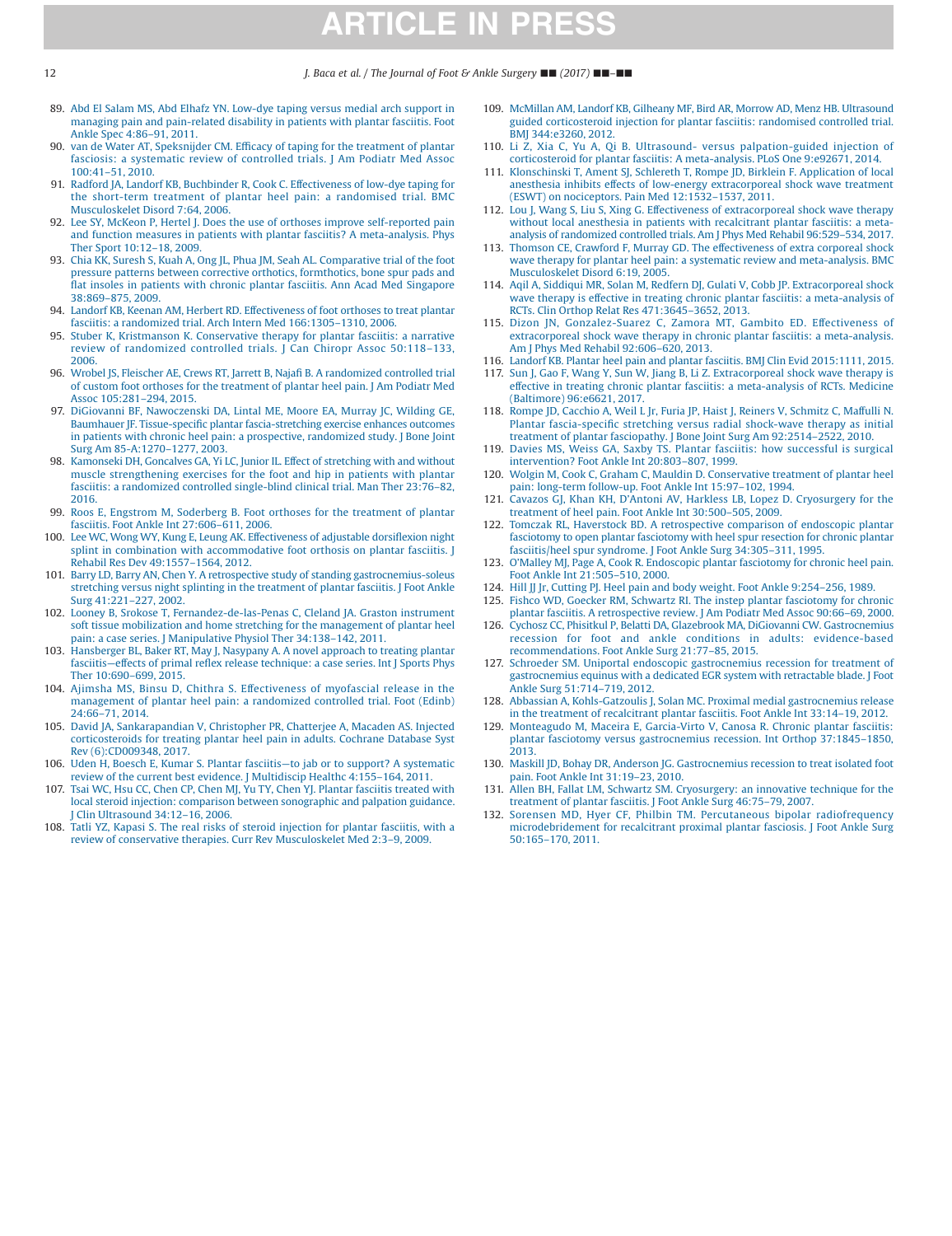89. Abd El Salam MS, Abd Elhafz YN. Low-dye taping versus medial arch support in managing pain and pain-related disability in patients with plantar fasciitis. Foot Ankle Spec 4:86–91, 2011.
90. van de Water AT, Speksnijder CM. Efficacy of taping for the treatment of plantar fasciosis: a systematic review of controlled trials. J Am Podiatr Med Assoc 100:41–51, 2010.
91. Radford JA, Landorf KB, Buchbinder R, Cook C. Effectiveness of low-dye taping for the short-term treatment of plantar heel pain: a randomised trial. BMC Musculoskelet Disord 7:64, 2006.
92. Lee SY, McKeon P, Hertel J. Does the use of orthoses improve self-reported pain and function measures in patients with plantar fasciitis? A meta-analysis. Phys Ther Sport 10:12–18, 2009.
93. Chia KK, Suresh S, Kuah A, Ong JL, Phua JM, Seah AL. Comparative trial of the foot pressure patterns between corrective orthotics, formthotics, bone spur pads and flat insoles in patients with chronic plantar fasciitis. Ann Acad Med Singapore 38:869–875, 2009.
94. Landorf KB, Keenan AM, Herbert RD. Effectiveness of foot orthoses to treat plantar fasciitis: a randomized trial. Arch Intern Med 166:1305–1310, 2006.
95. Stuber K, Kristmanson K. Conservative therapy for plantar fasciitis: a narrative review of randomized controlled trials. J Can Chiropr Assoc 50:118–133, 2006.
96. Wrobel JS, Fleischer AE, Crews RT, Jarrett B, Najafi B. A randomized controlled trial of custom foot orthoses for the treatment of plantar heel pain. J Am Podiatr Med Assoc 105:281–294, 2015.
97. DiGiovanni BF, Nawoczenski DA, Lintal ME, Moore EA, Murray JC, Wilding GE, Baumhauer JF. Tissue-specific plantar fascia-stretching exercise enhances outcomes in patients with chronic heel pain: a prospective, randomized study. J Bone Joint Surg Am 85-A:1270–1277, 2003.
98. Kamonseki DH, Goncalves GA, Yi LC, Junior IL. Effect of stretching with and without muscle strengthening exercises for the foot and hip in patients with plantar fasciitis: a randomized controlled single-blind clinical trial. Man Ther 23:76–82, 2016.
99. Roos E, Engstrom M, Soderberg B. Foot orthoses for the treatment of plantar fasciitis. Foot Ankle Int 27:606–611, 2006.
100. Lee WC, Wong WY, Kung E, Leung AK. Effectiveness of adjustable dorsiflexion night splint in combination with accommodative foot orthosis on plantar fasciitis. J Rehabil Res Dev 49:1557–1564, 2012.
101. Barry LD, Barry AN, Chen Y. A retrospective study of standing gastrocnemius-soleus stretching versus night splinting in the treatment of plantar fasciitis. J Foot Ankle Surg 41:221–227, 2002.
102. Looney B, Srokose T, Fernandez-de-las-Penas C, Cleland JA. Graston instrument soft tissue mobilization and home stretching for the management of plantar heel pain: a case series. J Manipulative Physiol Ther 34:138–142, 2011.
103. Hansberger BL, Baker RT, May J, Nasypany A. A novel approach to treating plantar fasciitis—effects of primal reflex release technique: a case series. Int J Sports Phys Ther 10:690–699, 2015.
104. Ajimsha MS, Binsu D, Chithra S. Effectiveness of myofascial release in the management of plantar heel pain: a randomized controlled trial. Foot (Edinb) 24:66–71, 2014.
105. David JA, Sankarapandian V, Christopher PR, Chatterjee A, Macaden AS. Injected corticosteroids for treating plantar heel pain in adults. Cochrane Database Syst Rev (6):CD009348, 2017.
106. Uden H, Boesch E, Kumar S. Plantar fasciitis—to jab or to support? A systematic review of the current best evidence. J Multidiscip Healthc 4:155–164, 2011.
107. Tsai WC, Hsu CC, Chen CP, Chen MJ, Yu TY, Chen YJ. Plantar fasciitis treated with local steroid injection: comparison between sonographic and palpation guidance. J Clin Ultrasound 34:12–16, 2006.
108. Tatli YZ, Kapasi S. The real risks of steroid injection for plantar fasciitis, with a review of conservative therapies. Curr Rev Musculoskelet Med 2:3–9, 2009.
109. McMillan AM, Landorf KB, Gilheany MF, Bird AR, Morrow AD, Menz HB. Ultrasound guided corticosteroid injection for plantar fasciitis: randomised controlled trial. BMJ 344:e3260, 2012.
110. Li Z, Xia C, Yu A, Qi B. Ultrasound- versus palpation-guided injection of corticosteroid for plantar fasciitis: A meta-analysis. PLoS One 9:e92671, 2014.
111. Klonschinski T, Ament SJ, Schlereth T, Rompe JD, Birklein F. Application of local anesthesia inhibits effects of low-energy extracorporeal shock wave treatment (ESWT) on nociceptors. Pain Med 12:1532–1537, 2011.
112. Lou J, Wang S, Liu S, Xing G. Effectiveness of extracorporeal shock wave therapy without local anesthesia in patients with recalcitrant plantar fasciitis: a meta-analysis of randomized controlled trials. Am J Phys Med Rehabil 96:529–534, 2017.
113. Thomson CE, Crawford F, Murray GD. The effectiveness of extra corporeal shock wave therapy for plantar heel pain: a systematic review and meta-analysis. BMC Musculoskelet Disord 6:19, 2005.
114. Aqil A, Siddiqui MR, Solan M, Redfern DJ, Gulati V, Cobb JP. Extracorporeal shock wave therapy is effective in treating chronic plantar fasciitis: a meta-analysis of RCTs. Clin Orthop Relat Res 471:3645–3652, 2013.
115. Dizon JN, Gonzalez-Suarez C, Zamora MT, Gambito ED. Effectiveness of extracorporeal shock wave therapy in chronic plantar fasciitis: a meta-analysis. Am J Phys Med Rehabil 92:606–620, 2013.
116. Landorf KB. Plantar heel pain and plantar fasciitis. BMJ Clin Evid 2015:1111, 2015.
117. Sun J, Gao F, Wang Y, Sun W, Jiang B, Li Z. Extracorporeal shock wave therapy is effective in treating chronic plantar fasciitis: a meta-analysis of RCTs. Medicine (Baltimore) 96:e6621, 2017.
118. Rompe JD, Cacchio A, Weil L Jr, Furia JP, Haist J, Reiners V, Schmitz C, Maffulli N. Plantar fascia-specific stretching versus radial shock-wave therapy as initial treatment of plantar fasciopathy. J Bone Joint Surg Am 92:2514–2522, 2010.
119. Davies MS, Weiss GA, Saxby TS. Plantar fasciitis: how successful is surgical intervention? Foot Ankle Int 20:803–807, 1999.
120. Wolgin M, Cook C, Graham C, Mauldin D. Conservative treatment of plantar heel pain: long-term follow-up. Foot Ankle Int 15:97–102, 1994.
121. Cavazos GJ, Khan KH, D'Antoni AV, Harkless LB, Lopez D. Cryosurgery for the treatment of heel pain. Foot Ankle Int 30:500–505, 2009.
122. Tomczak RL, Haverstock BD. A retrospective comparison of endoscopic plantar fasciotomy to open plantar fasciotomy with heel spur resection for chronic plantar fasciitis/heel spur syndrome. J Foot Ankle Surg 34:305–311, 1995.
123. O'Malley MJ, Page A, Cook R. Endoscopic plantar fasciotomy for chronic heel pain. Foot Ankle Int 21:505–510, 2000.
124. Hill JJ Jr, Cutting PJ. Heel pain and body weight. Foot Ankle 9:254–256, 1989.
125. Fishco WD, Goecker RM, Schwartz RI. The instep plantar fasciotomy for chronic plantar fasciitis. A retrospective review. J Am Podiatr Med Assoc 90:66–69, 2000.
126. Cychosz CC, Phisitkul P, Belatti DA, Glazebrook MA, DiGiovanni CW. Gastrocnemius recession for foot and ankle conditions in adults: evidence-based recommendations. Foot Ankle Surg 21:77–85, 2015.
127. Schroeder SM. Uniportal endoscopic gastrocnemius recession for treatment of gastrocnemius equinus with a dedicated EGR system with retractable blade. J Foot Ankle Surg 51:714–719, 2012.
128. Abbassian A, Kohls-Gatzoulis J, Solan MC. Proximal medial gastrocnemius release in the treatment of recalcitrant plantar fasciitis. Foot Ankle Int 33:14–19, 2012.
129. Monteagudo M, Maceira E, Garcia-Virto V, Canosa R. Chronic plantar fasciitis: plantar fasciotomy versus gastrocnemius recession. Int Orthop 37:1845–1850, 2013.
130. Maskill JD, Bohay DR, Anderson JG. Gastrocnemius recession to treat isolated foot pain. Foot Ankle Int 31:19–23, 2010.
131. Allen BH, Fallat LM, Schwartz SM. Cryosurgery: an innovative technique for the treatment of plantar fasciitis. J Foot Ankle Surg 46:75–79, 2007.
132. Sorensen MD, Hyer CF, Philbin TM. Percutaneous bipolar radiofrequency microdebridement for recalcitrant proximal plantar fasciosis. J Foot Ankle Surg 50:165–170, 2011.